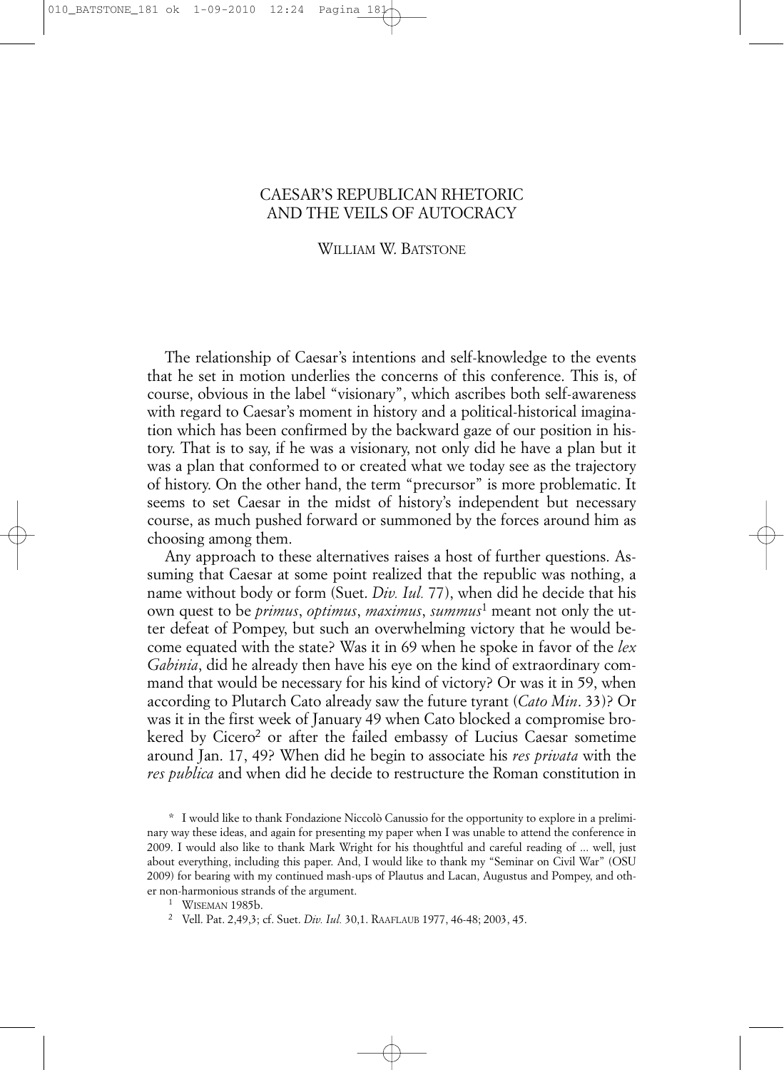# CAESAR'S REPUBLICAN RHETORIC AND THE VEILS OF AUTOCRACY

WILLIAM W. BATSTONE

The relationship of Caesar's intentions and self-knowledge to the events that he set in motion underlies the concerns of this conference. This is, of course, obvious in the label "visionary", which ascribes both self-awareness with regard to Caesar's moment in history and a political-historical imagination which has been confirmed by the backward gaze of our position in history. That is to say, if he was a visionary, not only did he have a plan but it was a plan that conformed to or created what we today see as the trajectory of history. On the other hand, the term "precursor" is more problematic. It seems to set Caesar in the midst of history's independent but necessary course, as much pushed forward or summoned by the forces around him as choosing among them.

Any approach to these alternatives raises a host of further questions. Assuming that Caesar at some point realized that the republic was nothing, a name without body or form (Suet. *Div. Iul.* 77), when did he decide that his own quest to be *primus*, *optimus*, *maximus*, *summus*[1] meant not only the utter defeat of Pompey, but such an overwhelming victory that he would become equated with the state? Was it in 69 when he spoke in favor of the *lex Gabinia*, did he already then have his eye on the kind of extraordinary command that would be necessary for his kind of victory? Or was it in 59, when according to Plutarch Cato already saw the future tyrant (*Cato Min*. 33)? Or was it in the first week of January 49 when Cato blocked a compromise brokered by Cicero[2] or after the failed embassy of Lucius Caesar sometime around Jan. 17, 49? When did he begin to associate his *res privata* with the *res publica* and when did he decide to restructure the Roman constitution in

\* I would like to thank Fondazione Niccolò Canussio for the opportunity to explore in a preliminary way these ideas, and again for presenting my paper when I was unable to attend the conference in 2009. I would also like to thank Mark Wright for his thoughtful and careful reading of ... well, just about everything, including this paper. And, I would like to thank my "Seminar on Civil War" (OSU 2009) for bearing with my continued mash-ups of Plautus and Lacan, Augustus and Pompey, and other non-harmonious strands of the argument.

[1] WISEMAN 1985b.

[2] Vell. Pat. 2,49,3; cf. Suet. *Div. Iul.* 30,1. RAAFLAUB 1977, 46-48; 2003, 45.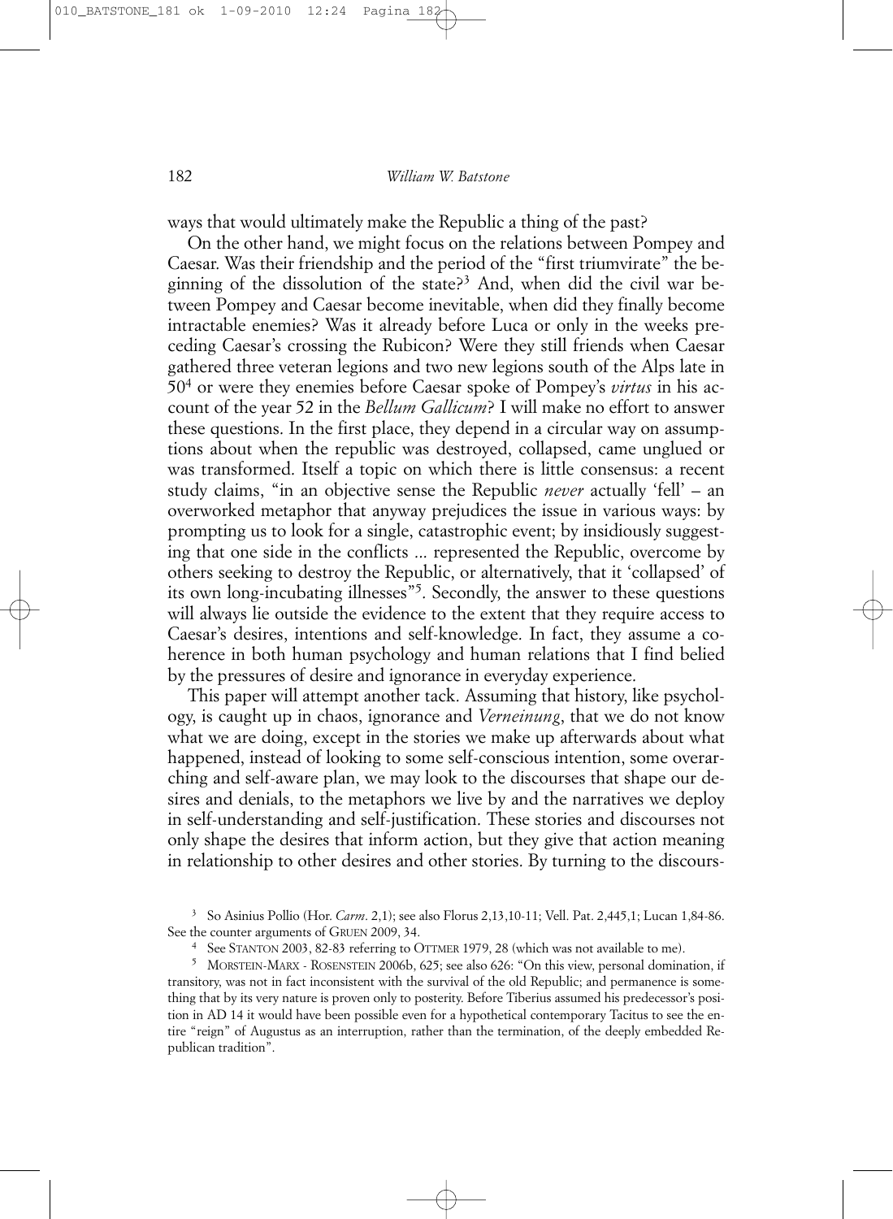ways that would ultimately make the Republic a thing of the past?

On the other hand, we might focus on the relations between Pompey and Caesar. Was their friendship and the period of the "first triumvirate" the beginning of the dissolution of the state?[3] And, when did the civil war between Pompey and Caesar become inevitable, when did they finally become intractable enemies? Was it already before Luca or only in the weeks preceding Caesar's crossing the Rubicon? Were they still friends when Caesar gathered three veteran legions and two new legions south of the Alps late in 50[4] or were they enemies before Caesar spoke of Pompey's *virtus* in his account of the year 52 in the *Bellum Gallicum*? I will make no effort to answer these questions. In the first place, they depend in a circular way on assumptions about when the republic was destroyed, collapsed, came unglued or was transformed. Itself a topic on which there is little consensus: a recent study claims, "in an objective sense the Republic *never* actually 'fell' – an overworked metaphor that anyway prejudices the issue in various ways: by prompting us to look for a single, catastrophic event; by insidiously suggesting that one side in the conflicts ... represented the Republic, overcome by others seeking to destroy the Republic, or alternatively, that it 'collapsed' of its own long-incubating illnesses"[5]. Secondly, the answer to these questions will always lie outside the evidence to the extent that they require access to Caesar's desires, intentions and self-knowledge. In fact, they assume a coherence in both human psychology and human relations that I find belied by the pressures of desire and ignorance in everyday experience.

This paper will attempt another tack. Assuming that history, like psychology, is caught up in chaos, ignorance and *Verneinung*, that we do not know what we are doing, except in the stories we make up afterwards about what happened, instead of looking to some self-conscious intention, some overarching and self-aware plan, we may look to the discourses that shape our desires and denials, to the metaphors we live by and the narratives we deploy in self-understanding and self-justification. These stories and discourses not only shape the desires that inform action, but they give that action meaning in relationship to other desires and other stories. By turning to the discours-

[3] So Asinius Pollio (Hor. *Carm*. 2,1); see also Florus 2,13,10-11; Vell. Pat. 2,445,1; Lucan 1,84-86. See the counter arguments of GRUEN 2009, 34.

[4] See STANTON 2003, 82-83 referring to OTTMER 1979, 28 (which was not available to me).

[5] MORSTEIN-MARX - ROSENSTEIN 2006b, 625; see also 626: "On this view, personal domination, if transitory, was not in fact inconsistent with the survival of the old Republic; and permanence is something that by its very nature is proven only to posterity. Before Tiberius assumed his predecessor's position in AD 14 it would have been possible even for a hypothetical contemporary Tacitus to see the entire "reign" of Augustus as an interruption, rather than the termination, of the deeply embedded Republican tradition".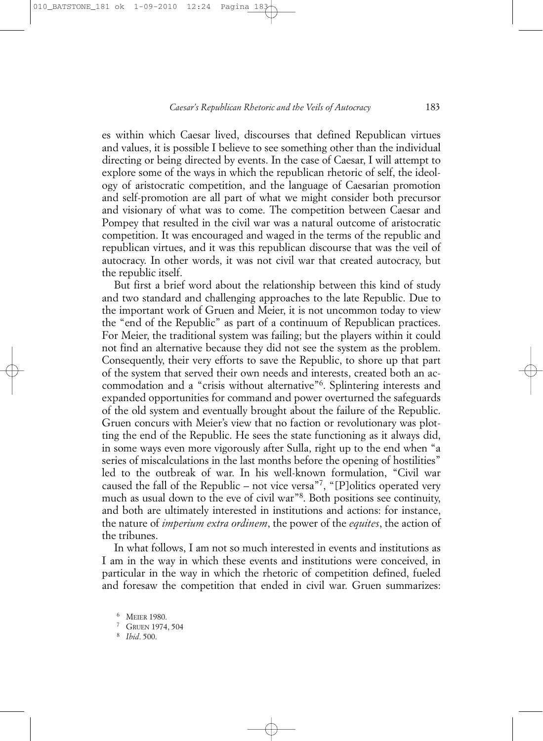es within which Caesar lived, discourses that defined Republican virtues and values, it is possible I believe to see something other than the individual directing or being directed by events. In the case of Caesar, I will attempt to explore some of the ways in which the republican rhetoric of self, the ideology of aristocratic competition, and the language of Caesarian promotion and self-promotion are all part of what we might consider both precursor and visionary of what was to come. The competition between Caesar and Pompey that resulted in the civil war was a natural outcome of aristocratic competition. It was encouraged and waged in the terms of the republic and republican virtues, and it was this republican discourse that was the veil of autocracy. In other words, it was not civil war that created autocracy, but the republic itself.

But first a brief word about the relationship between this kind of study and two standard and challenging approaches to the late Republic. Due to the important work of Gruen and Meier, it is not uncommon today to view the "end of the Republic" as part of a continuum of Republican practices. For Meier, the traditional system was failing; but the players within it could not find an alternative because they did not see the system as the problem. Consequently, their very efforts to save the Republic, to shore up that part of the system that served their own needs and interests, created both an accommodation and a "crisis without alternative"[6]. Splintering interests and expanded opportunities for command and power overturned the safeguards of the old system and eventually brought about the failure of the Republic. Gruen concurs with Meier's view that no faction or revolutionary was plotting the end of the Republic. He sees the state functioning as it always did, in some ways even more vigorously after Sulla, right up to the end when "a series of miscalculations in the last months before the opening of hostilities" led to the outbreak of war. In his well-known formulation, "Civil war caused the fall of the Republic – not vice versa"[7], "[P]olitics operated very much as usual down to the eve of civil war"[8]. Both positions see continuity, and both are ultimately interested in institutions and actions: for instance, the nature of *imperium extra ordinem*, the power of the *equites*, the action of the tribunes.

In what follows, I am not so much interested in events and institutions as I am in the way in which these events and institutions were conceived, in particular in the way in which the rhetoric of competition defined, fueled and foresaw the competition that ended in civil war. Gruen summarizes:

[6] MEIER 1980.

[7] GRUEN 1974, 504

[8] *Ibid*. 500.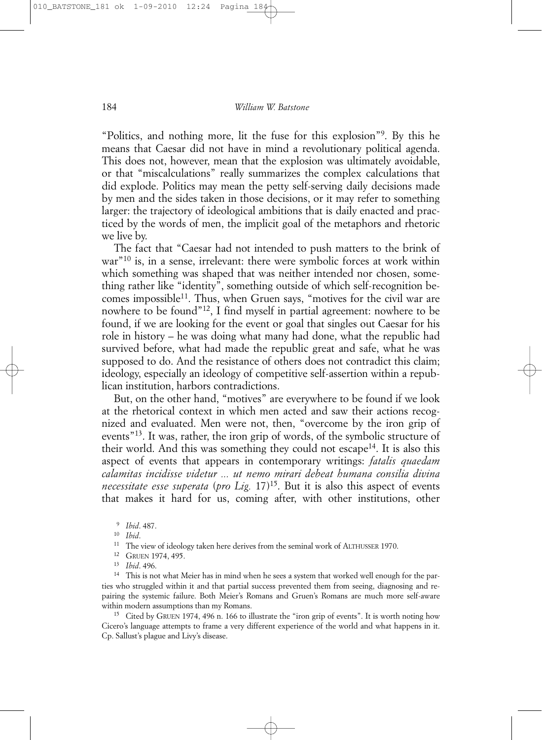"Politics, and nothing more, lit the fuse for this explosion"[9]. By this he means that Caesar did not have in mind a revolutionary political agenda. This does not, however, mean that the explosion was ultimately avoidable, or that "miscalculations" really summarizes the complex calculations that did explode. Politics may mean the petty self-serving daily decisions made by men and the sides taken in those decisions, or it may refer to something larger: the trajectory of ideological ambitions that is daily enacted and practiced by the words of men, the implicit goal of the metaphors and rhetoric we live by.

The fact that "Caesar had not intended to push matters to the brink of war"[10] is, in a sense, irrelevant: there were symbolic forces at work within which something was shaped that was neither intended nor chosen, something rather like "identity", something outside of which self-recognition becomes impossible[11]. Thus, when Gruen says, "motives for the civil war are nowhere to be found"[12], I find myself in partial agreement: nowhere to be found, if we are looking for the event or goal that singles out Caesar for his role in history – he was doing what many had done, what the republic had survived before, what had made the republic great and safe, what he was supposed to do. And the resistance of others does not contradict this claim; ideology, especially an ideology of competitive self-assertion within a republican institution, harbors contradictions.

But, on the other hand, "motives" are everywhere to be found if we look at the rhetorical context in which men acted and saw their actions recognized and evaluated. Men were not, then, "overcome by the iron grip of events"[13]. It was, rather, the iron grip of words, of the symbolic structure of their world. And this was something they could not escape[14]. It is also this aspect of events that appears in contemporary writings: *fatalis quaedam calamitas incidisse videtur ... ut nemo mirari debeat humana consilia divina necessitate esse superata* (*pro Lig.* 17)[15]. But it is also this aspect of events that makes it hard for us, coming after, with other institutions, other

---

[9] *Ibid*. 487.

[10] *Ibid*.

[11] The view of ideology taken here derives from the seminal work of ALTHUSSER 1970.

[12] GRUEN 1974, 495.

[13] *Ibid*. 496.

[14] This is not what Meier has in mind when he sees a system that worked well enough for the parties who struggled within it and that partial success prevented them from seeing, diagnosing and repairing the systemic failure. Both Meier's Romans and Gruen's Romans are much more self-aware within modern assumptions than my Romans.

[15] Cited by GRUEN 1974, 496 n. 166 to illustrate the "iron grip of events". It is worth noting how Cicero's language attempts to frame a very different experience of the world and what happens in it. Cp. Sallust's plague and Livy's disease.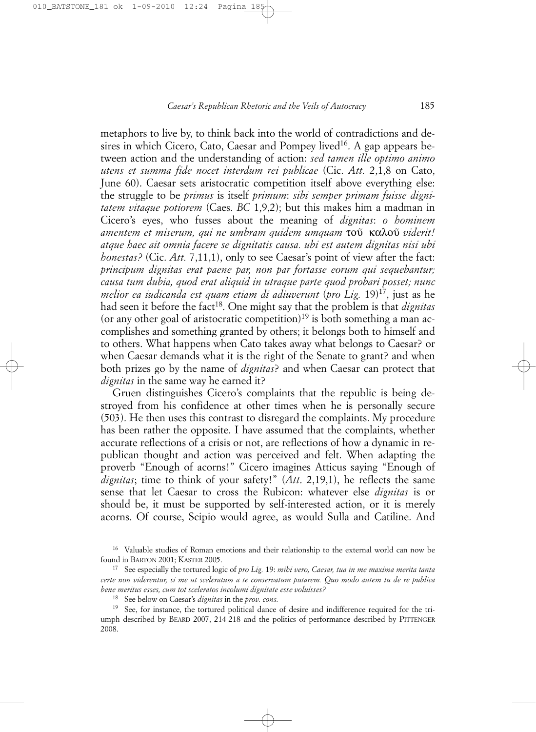metaphors to live by, to think back into the world of contradictions and desires in which Cicero, Cato, Caesar and Pompey lived[16]. A gap appears between action and the understanding of action: *sed tamen ille optimo animo utens et summa fide nocet interdum rei publicae* (Cic. *Att.* 2,1,8 on Cato, June 60). Caesar sets aristocratic competition itself above everything else: the struggle to be *primus* is itself *primum*: *sibi semper primam fuisse dignitatem vitaque potiorem* (Caes. *BC* 1,9,2); but this makes him a madman in Cicero's eyes, who fusses about the meaning of *dignitas*: *o hominem amentem et miserum, qui ne umbram quidem umquam* τοῦ καλοῦ *viderit! atque haec ait omnia facere se dignitatis causa. ubi est autem dignitas nisi ubi honestas?* (Cic. *Att.* 7,11,1), only to see Caesar's point of view after the fact: *principum dignitas erat paene par, non par fortasse eorum qui sequebantur; causa tum dubia, quod erat aliquid in utraque parte quod probari posset; nunc melior ea iudicanda est quam etiam di adiuverunt* (*pro Lig.* 19)[17], just as he had seen it before the fact[18]. One might say that the problem is that *dignitas* (or any other goal of aristocratic competition)[19] is both something a man accomplishes and something granted by others; it belongs both to himself and to others. What happens when Cato takes away what belongs to Caesar? or when Caesar demands what it is the right of the Senate to grant? and when both prizes go by the name of *dignitas*? and when Caesar can protect that *dignitas* in the same way he earned it?

Gruen distinguishes Cicero's complaints that the republic is being destroyed from his confidence at other times when he is personally secure (503). He then uses this contrast to disregard the complaints. My procedure has been rather the opposite. I have assumed that the complaints, whether accurate reflections of a crisis or not, are reflections of how a dynamic in republican thought and action was perceived and felt. When adapting the proverb "Enough of acorns!" Cicero imagines Atticus saying "Enough of *dignitas*; time to think of your safety!" (*Att*. 2,19,1), he reflects the same sense that let Caesar to cross the Rubicon: whatever else *dignitas* is or should be, it must be supported by self-interested action, or it is merely acorns. Of course, Scipio would agree, as would Sulla and Catiline. And

[16] Valuable studies of Roman emotions and their relationship to the external world can now be found in BARTON 2001; KASTER 2005.

[17] See especially the tortured logic of *pro Lig.* 19: *mihi vero, Caesar, tua in me maxima merita tanta certe non viderentur, si me ut sceleratum a te conservatum putarem. Quo modo autem tu de re publica bene meritus esses, cum tot sceleratos incolumi dignitate esse voluisses?*

[18] See below on Caesar's *dignitas* in the *prov. cons.*

[19] See, for instance, the tortured political dance of desire and indifference required for the triumph described by BEARD 2007, 214-218 and the politics of performance described by PITTENGER 2008.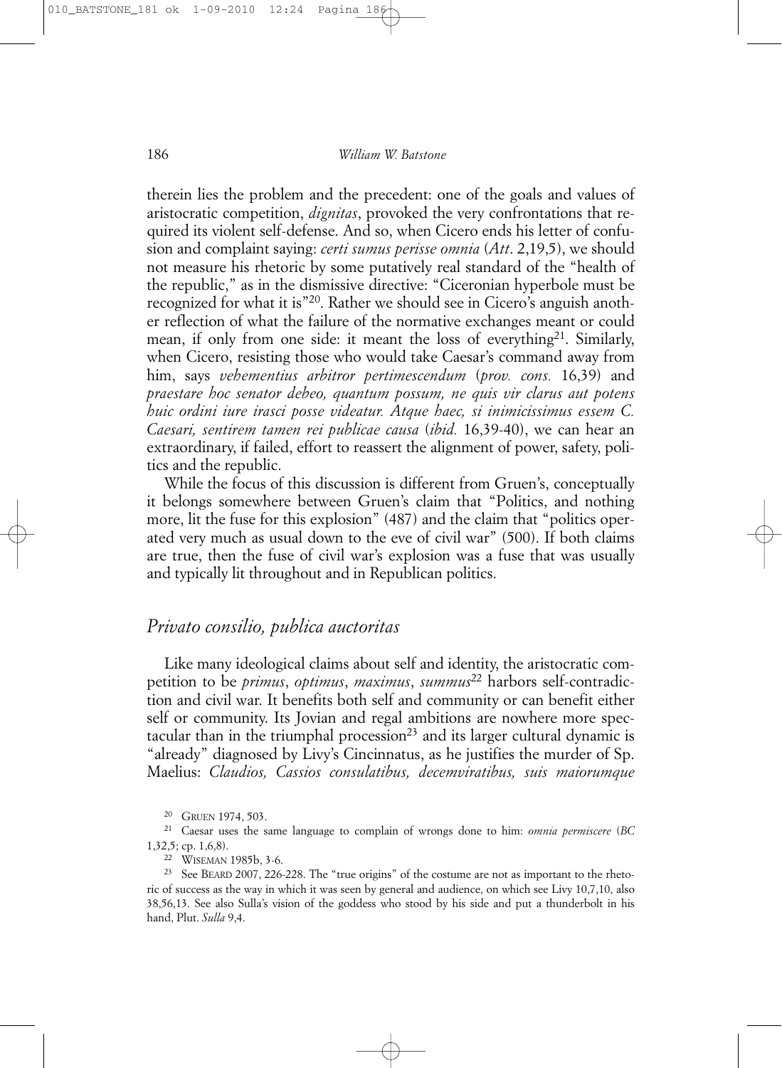therein lies the problem and the precedent: one of the goals and values of aristocratic competition, *dignitas*, provoked the very confrontations that required its violent self-defense. And so, when Cicero ends his letter of confusion and complaint saying: *certi sumus perisse omnia* (*Att*. 2,19,5), we should not measure his rhetoric by some putatively real standard of the "health of the republic," as in the dismissive directive: "Ciceronian hyperbole must be recognized for what it is"[20]. Rather we should see in Cicero's anguish another reflection of what the failure of the normative exchanges meant or could mean, if only from one side: it meant the loss of everything[21]. Similarly, when Cicero, resisting those who would take Caesar's command away from him, says *vehementius arbitror pertimescendum* (*prov. cons.* 16,39) and *praestare hoc senator debeo, quantum possum, ne quis vir clarus aut potens huic ordini iure irasci posse videatur. Atque haec, si inimicissimus essem C. Caesari, sentirem tamen rei publicae causa* (*ibid.* 16,39-40), we can hear an extraordinary, if failed, effort to reassert the alignment of power, safety, politics and the republic.

While the focus of this discussion is different from Gruen's, conceptually it belongs somewhere between Gruen's claim that "Politics, and nothing more, lit the fuse for this explosion" (487) and the claim that "politics operated very much as usual down to the eve of civil war" (500). If both claims are true, then the fuse of civil war's explosion was a fuse that was usually and typically lit throughout and in Republican politics.

## *Privato consilio, publica auctoritas*

Like many ideological claims about self and identity, the aristocratic competition to be *primus*, *optimus*, *maximus*, *summus*[22] harbors self-contradiction and civil war. It benefits both self and community or can benefit either self or community. Its Jovian and regal ambitions are nowhere more spectacular than in the triumphal procession[23] and its larger cultural dynamic is "already" diagnosed by Livy's Cincinnatus, as he justifies the murder of Sp. Maelius: *Claudios, Cassios consulatibus, decemviratibus, suis maiorumque*

---

[20] GRUEN 1974, 503.

[21] Caesar uses the same language to complain of wrongs done to him: *omnia permiscere* (*BC* 1,32,5; cp. 1,6,8).

[22] WISEMAN 1985b, 3-6.

[23] See BEARD 2007, 226-228. The "true origins" of the costume are not as important to the rhetoric of success as the way in which it was seen by general and audience, on which see Livy 10,7,10, also 38,56,13. See also Sulla's vision of the goddess who stood by his side and put a thunderbolt in his hand, Plut. *Sulla* 9,4.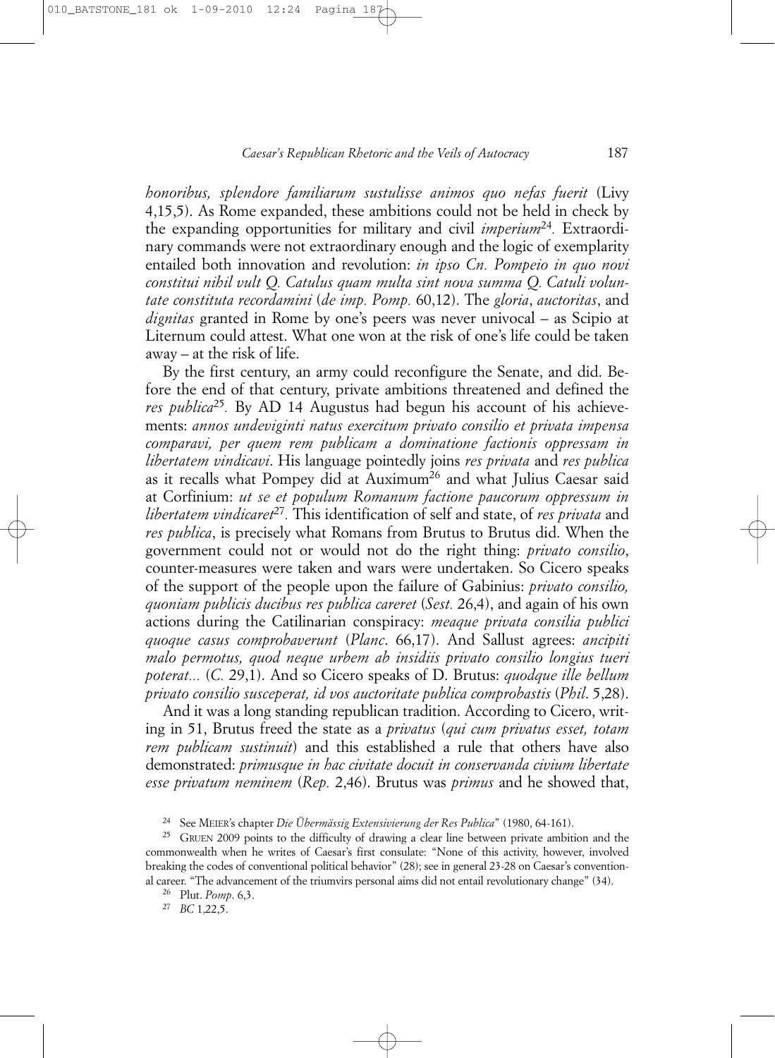*honoribus, splendore familiarum sustulisse animos quo nefas fuerit* (Livy 4,15,5). As Rome expanded, these ambitions could not be held in check by the expanding opportunities for military and civil *imperium*[24]. Extraordinary commands were not extraordinary enough and the logic of exemplarity entailed both innovation and revolution: *in ipso Cn. Pompeio in quo novi constitui nihil vult Q. Catulus quam multa sint nova summa Q. Catuli voluntate constituta recordamini* (*de imp. Pomp.* 60,12). The *gloria*, *auctoritas*, and *dignitas* granted in Rome by one's peers was never univocal – as Scipio at Liternum could attest. What one won at the risk of one's life could be taken away – at the risk of life.

By the first century, an army could reconfigure the Senate, and did. Before the end of that century, private ambitions threatened and defined the *res publica*[25]. By AD 14 Augustus had begun his account of his achievements: *annos undeviginti natus exercitum privato consilio et privata impensa comparavi, per quem rem publicam a dominatione factionis oppressam in libertatem vindicavi*. His language pointedly joins *res privata* and *res publica* as it recalls what Pompey did at Auximum[26] and what Julius Caesar said at Corfinium: *ut se et populum Romanum factione paucorum oppressum in libertatem vindicaret*[27]. This identification of self and state, of *res privata* and *res publica*, is precisely what Romans from Brutus to Brutus did. When the government could not or would not do the right thing: *privato consilio*, counter-measures were taken and wars were undertaken. So Cicero speaks of the support of the people upon the failure of Gabinius: *privato consilio, quoniam publicis ducibus res publica careret* (*Sest.* 26,4), and again of his own actions during the Catilinarian conspiracy: *meaque privata consilia publici quoque casus comprobaverunt* (*Planc*. 66,17). And Sallust agrees: *ancipiti malo permotus, quod neque urbem ab insidiis privato consilio longius tueri poterat...* (*C.* 29,1). And so Cicero speaks of D. Brutus: *quodque ille bellum privato consilio susceperat, id vos auctoritate publica comprobastis* (*Phil*. 5,28).

And it was a long standing republican tradition. According to Cicero, writing in 51, Brutus freed the state as a *privatus* (*qui cum privatus esset, totam rem publicam sustinuit*) and this established a rule that others have also demonstrated: *primusque in hac civitate docuit in conservanda civium libertate esse privatum neminem* (*Rep.* 2,46). Brutus was *primus* and he showed that,

---

[24] See MEIER's chapter *Die Übermässig Extensivierung der Res Publica*" (1980, 64-161).

[25] GRUEN 2009 points to the difficulty of drawing a clear line between private ambition and the commonwealth when he writes of Caesar's first consulate: "None of this activity, however, involved breaking the codes of conventional political behavior" (28); see in general 23-28 on Caesar's conventional career. "The advancement of the triumvirs personal aims did not entail revolutionary change" (34).

[26] Plut. *Pomp*. 6,3.

[27] *BC* 1,22,5.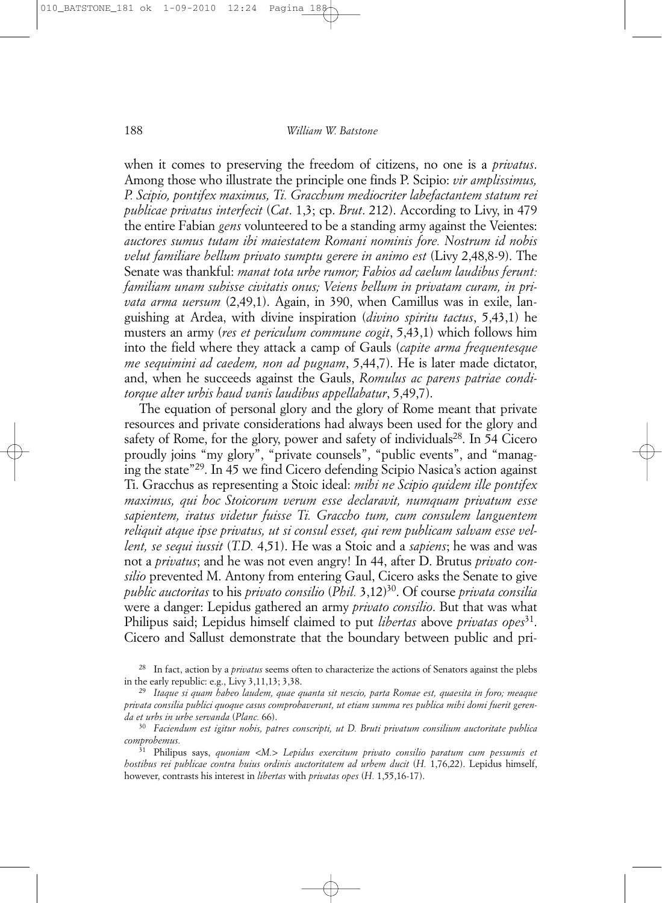when it comes to preserving the freedom of citizens, no one is a *privatus*. Among those who illustrate the principle one finds P. Scipio: *vir amplissimus, P. Scipio, pontifex maximus, Ti. Gracchum mediocriter labefactantem statum rei publicae privatus interfecit* (*Cat*. 1,3; cp. *Brut*. 212). According to Livy, in 479 the entire Fabian *gens* volunteered to be a standing army against the Veientes: *auctores sumus tutam ibi maiestatem Romani nominis fore. Nostrum id nobis velut familiare bellum privato sumptu gerere in animo est* (Livy 2,48,8-9). The Senate was thankful: *manat tota urbe rumor; Fabios ad caelum laudibus ferunt: familiam unam subisse civitatis onus; Veiens bellum in privatam curam, in privata arma uersum* (2,49,1). Again, in 390, when Camillus was in exile, languishing at Ardea, with divine inspiration (*divino spiritu tactus*, 5,43,1) he musters an army (*res et periculum commune cogit*, 5,43,1) which follows him into the field where they attack a camp of Gauls (*capite arma frequentesque me sequimini ad caedem, non ad pugnam*, 5,44,7). He is later made dictator, and, when he succeeds against the Gauls, *Romulus ac parens patriae conditorque alter urbis haud vanis laudibus appellabatur*, 5,49,7).

The equation of personal glory and the glory of Rome meant that private resources and private considerations had always been used for the glory and safety of Rome, for the glory, power and safety of individuals[28]. In 54 Cicero proudly joins "my glory", "private counsels", "public events", and "managing the state"[29]. In 45 we find Cicero defending Scipio Nasica's action against Ti. Gracchus as representing a Stoic ideal: *mihi ne Scipio quidem ille pontifex maximus, qui hoc Stoicorum verum esse declaravit, numquam privatum esse sapientem, iratus videtur fuisse Ti. Graccho tum, cum consulem languentem reliquit atque ipse privatus, ut si consul esset, qui rem publicam salvam esse vellent, se sequi iussit* (*T.D.* 4,51). He was a Stoic and a *sapiens*; he was and was not a *privatus*; and he was not even angry! In 44, after D. Brutus *privato consilio* prevented M. Antony from entering Gaul, Cicero asks the Senate to give *public auctoritas* to his *privato consilio* (*Phil.* 3,12)[30]. Of course *privata consilia* were a danger: Lepidus gathered an army *privato consilio*. But that was what Philipus said; Lepidus himself claimed to put *libertas* above *privatas opes*[31]. Cicero and Sallust demonstrate that the boundary between public and pri-

[28] In fact, action by a *privatus* seems often to characterize the actions of Senators against the plebs in the early republic: e.g., Livy 3,11,13; 3,38.

[29] *Itaque si quam habeo laudem, quae quanta sit nescio, parta Romae est, quaesita in foro; meaque privata consilia publici quoque casus comprobaverunt, ut etiam summa res publica mihi domi fuerit gerenda et urbs in urbe servanda* (*Planc.* 66).

[30] *Faciendum est igitur nobis, patres conscripti, ut D. Bruti privatum consilium auctoritate publica comprobemus.*

[31] Philipus says, *quoniam <M.> Lepidus exercitum privato consilio paratum cum pessumis et hostibus rei publicae contra huius ordinis auctoritatem ad urbem ducit* (*H.* 1,76,22). Lepidus himself, however, contrasts his interest in *libertas* with *privatas opes* (*H.* 1,55,16-17).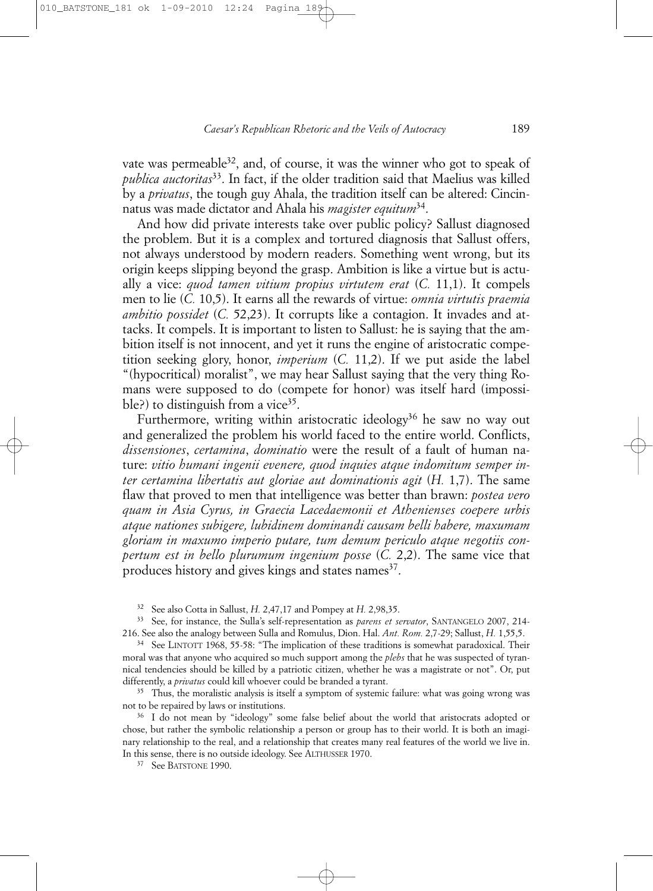vate was permeable[32], and, of course, it was the winner who got to speak of *publica auctoritas*[33]. In fact, if the older tradition said that Maelius was killed by a *privatus*, the tough guy Ahala, the tradition itself can be altered: Cincinnatus was made dictator and Ahala his *magister equitum*[34].

And how did private interests take over public policy? Sallust diagnosed the problem. But it is a complex and tortured diagnosis that Sallust offers, not always understood by modern readers. Something went wrong, but its origin keeps slipping beyond the grasp. Ambition is like a virtue but is actually a vice: *quod tamen vitium propius virtutem erat* (*C.* 11,1). It compels men to lie (*C.* 10,5). It earns all the rewards of virtue: *omnia virtutis praemia ambitio possidet* (*C.* 52,23). It corrupts like a contagion. It invades and attacks. It compels. It is important to listen to Sallust: he is saying that the ambition itself is not innocent, and yet it runs the engine of aristocratic competition seeking glory, honor, *imperium* (*C.* 11,2). If we put aside the label "(hypocritical) moralist", we may hear Sallust saying that the very thing Romans were supposed to do (compete for honor) was itself hard (impossible?) to distinguish from a vice[35].

Furthermore, writing within aristocratic ideology[36] he saw no way out and generalized the problem his world faced to the entire world. Conflicts, *dissensiones*, *certamina*, *dominatio* were the result of a fault of human nature: *vitio humani ingenii evenere, quod inquies atque indomitum semper inter certamina libertatis aut gloriae aut dominationis agit* (*H.* 1,7). The same flaw that proved to men that intelligence was better than brawn: *postea vero quam in Asia Cyrus, in Graecia Lacedaemonii et Athenienses coepere urbis atque nationes subigere, lubidinem dominandi causam belli habere, maxumam gloriam in maxumo imperio putare, tum demum periculo atque negotiis conpertum est in bello plurumum ingenium posse* (*C.* 2,2). The same vice that produces history and gives kings and states names[37].

---

[32] See also Cotta in Sallust, *H.* 2,47,17 and Pompey at *H.* 2,98,35.

[33] See, for instance, the Sulla's self-representation as *parens et servator*, SANTANGELO 2007, 214-216. See also the analogy between Sulla and Romulus, Dion. Hal. *Ant. Rom.* 2,7-29; Sallust, *H.* 1,55,5.

[34] See LINTOTT 1968, 55-58: "The implication of these traditions is somewhat paradoxical. Their moral was that anyone who acquired so much support among the *plebs* that he was suspected of tyrannical tendencies should be killed by a patriotic citizen, whether he was a magistrate or not". Or, put differently, a *privatus* could kill whoever could be branded a tyrant.

[35] Thus, the moralistic analysis is itself a symptom of systemic failure: what was going wrong was not to be repaired by laws or institutions.

[36] I do not mean by "ideology" some false belief about the world that aristocrats adopted or chose, but rather the symbolic relationship a person or group has to their world. It is both an imaginary relationship to the real, and a relationship that creates many real features of the world we live in. In this sense, there is no outside ideology. See ALTHUSSER 1970.

[37] See BATSTONE 1990.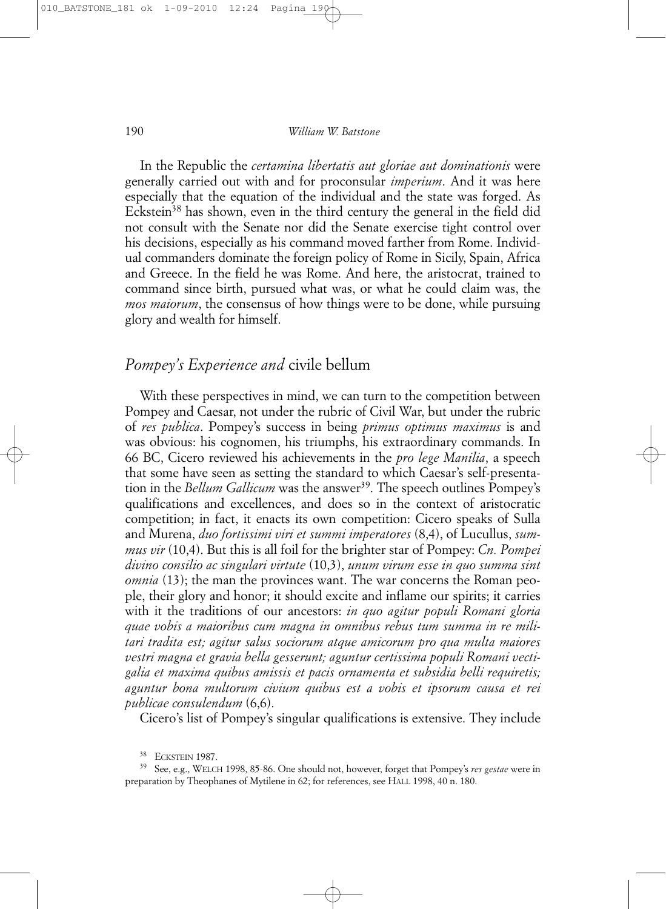In the Republic the *certamina libertatis aut gloriae aut dominationis* were generally carried out with and for proconsular *imperium*. And it was here especially that the equation of the individual and the state was forged. As Eckstein[38] has shown, even in the third century the general in the field did not consult with the Senate nor did the Senate exercise tight control over his decisions, especially as his command moved farther from Rome. Individual commanders dominate the foreign policy of Rome in Sicily, Spain, Africa and Greece. In the field he was Rome. And here, the aristocrat, trained to command since birth, pursued what was, or what he could claim was, the *mos maiorum*, the consensus of how things were to be done, while pursuing glory and wealth for himself.

## *Pompey's Experience and* civile bellum

With these perspectives in mind, we can turn to the competition between Pompey and Caesar, not under the rubric of Civil War, but under the rubric of *res publica*. Pompey's success in being *primus optimus maximus* is and was obvious: his cognomen, his triumphs, his extraordinary commands. In 66 BC, Cicero reviewed his achievements in the *pro lege Manilia*, a speech that some have seen as setting the standard to which Caesar's self-presentation in the *Bellum Gallicum* was the answer[39]. The speech outlines Pompey's qualifications and excellences, and does so in the context of aristocratic competition; in fact, it enacts its own competition: Cicero speaks of Sulla and Murena, *duo fortissimi viri et summi imperatores* (8,4), of Lucullus, *summus vir* (10,4). But this is all foil for the brighter star of Pompey: *Cn. Pompei divino consilio ac singulari virtute* (10,3), *unum virum esse in quo summa sint omnia* (13); the man the provinces want. The war concerns the Roman people, their glory and honor; it should excite and inflame our spirits; it carries with it the traditions of our ancestors: *in quo agitur populi Romani gloria quae vobis a maioribus cum magna in omnibus rebus tum summa in re militari tradita est; agitur salus sociorum atque amicorum pro qua multa maiores vestri magna et gravia bella gesserunt; aguntur certissima populi Romani vectigalia et maxima quibus amissis et pacis ornamenta et subsidia belli requiretis; aguntur bona multorum civium quibus est a vobis et ipsorum causa et rei publicae consulendum* (6,6).

Cicero's list of Pompey's singular qualifications is extensive. They include

[38] ECKSTEIN 1987.

[39] See, e.g., WELCH 1998, 85-86. One should not, however, forget that Pompey's *res gestae* were in preparation by Theophanes of Mytilene in 62; for references, see HALL 1998, 40 n. 180.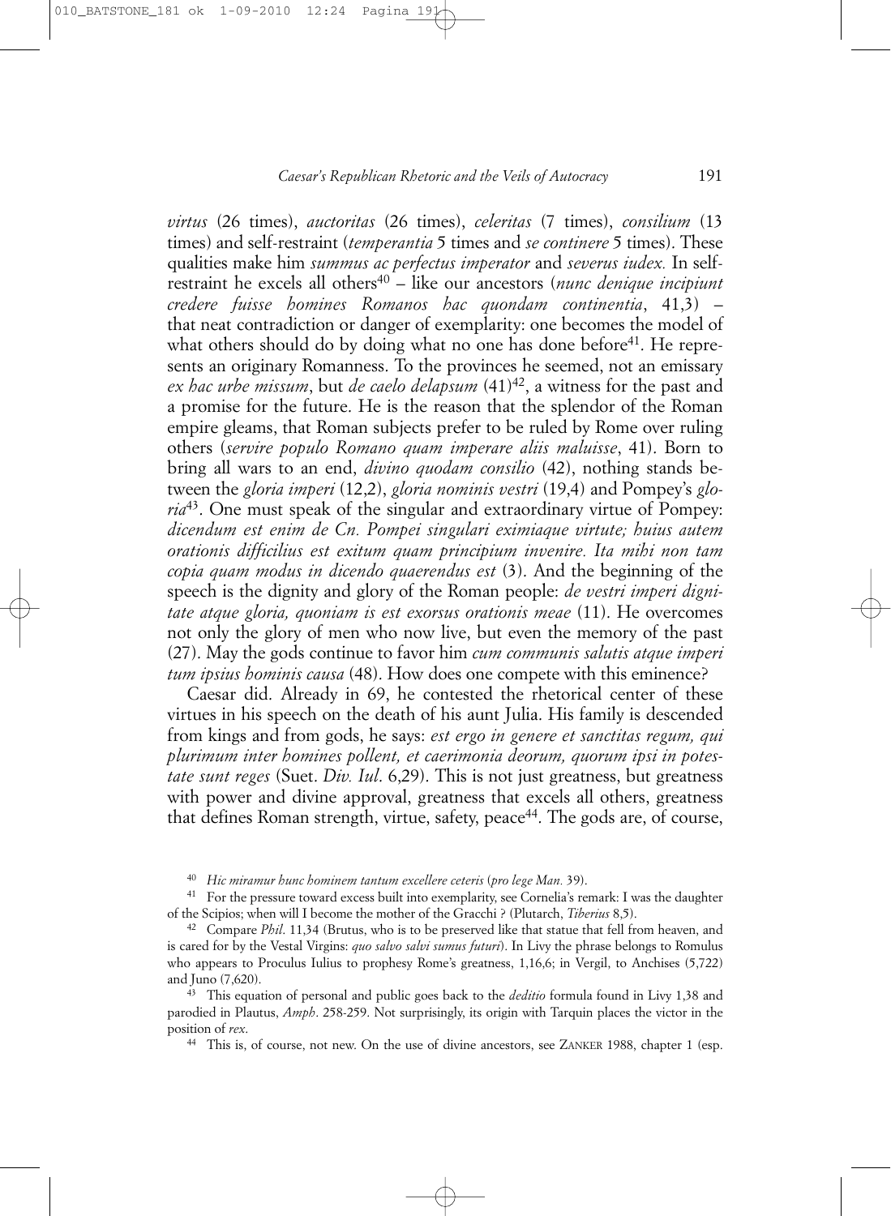*virtus* (26 times), *auctoritas* (26 times), *celeritas* (7 times), *consilium* (13 times) and self-restraint (*temperantia* 5 times and *se continere* 5 times). These qualities make him *summus ac perfectus imperator* and *severus iudex.* In self-restraint he excels all others[40] – like our ancestors (*nunc denique incipiunt credere fuisse homines Romanos hac quondam continentia*, 41,3) – that neat contradiction or danger of exemplarity: one becomes the model of what others should do by doing what no one has done before[41]. He represents an originary Romanness. To the provinces he seemed, not an emissary *ex hac urbe missum*, but *de caelo delapsum* (41)[42], a witness for the past and a promise for the future. He is the reason that the splendor of the Roman empire gleams, that Roman subjects prefer to be ruled by Rome over ruling others (*servire populo Romano quam imperare aliis maluisse*, 41). Born to bring all wars to an end, *divino quodam consilio* (42), nothing stands between the *gloria imperi* (12,2), *gloria nominis vestri* (19,4) and Pompey's *gloria*[43]. One must speak of the singular and extraordinary virtue of Pompey: *dicendum est enim de Cn. Pompei singulari eximiaque virtute; huius autem orationis difficilius est exitum quam principium invenire. Ita mihi non tam copia quam modus in dicendo quaerendus est* (3). And the beginning of the speech is the dignity and glory of the Roman people: *de vestri imperi dignitate atque gloria, quoniam is est exorsus orationis meae* (11). He overcomes not only the glory of men who now live, but even the memory of the past (27). May the gods continue to favor him *cum communis salutis atque imperi tum ipsius hominis causa* (48). How does one compete with this eminence?

Caesar did. Already in 69, he contested the rhetorical center of these virtues in his speech on the death of his aunt Julia. His family is descended from kings and from gods, he says: *est ergo in genere et sanctitas regum, qui plurimum inter homines pollent, et caerimonia deorum, quorum ipsi in potestate sunt reges* (Suet. *Div. Iul*. 6,29). This is not just greatness, but greatness with power and divine approval, greatness that excels all others, greatness that defines Roman strength, virtue, safety, peace[44]. The gods are, of course,

---

[40] *Hic miramur hunc hominem tantum excellere ceteris* (*pro lege Man.* 39).

[41] For the pressure toward excess built into exemplarity, see Cornelia's remark: I was the daughter of the Scipios; when will I become the mother of the Gracchi ? (Plutarch, *Tiberius* 8,5).

[42] Compare *Phil*. 11,34 (Brutus, who is to be preserved like that statue that fell from heaven, and is cared for by the Vestal Virgins: *quo salvo salvi sumus futuri*). In Livy the phrase belongs to Romulus who appears to Proculus Iulius to prophesy Rome's greatness, 1,16,6; in Vergil, to Anchises (5,722) and Juno (7,620).

[43] This equation of personal and public goes back to the *deditio* formula found in Livy 1,38 and parodied in Plautus, *Amph*. 258-259. Not surprisingly, its origin with Tarquin places the victor in the position of *rex*.

[44] This is, of course, not new. On the use of divine ancestors, see ZANKER 1988, chapter 1 (esp.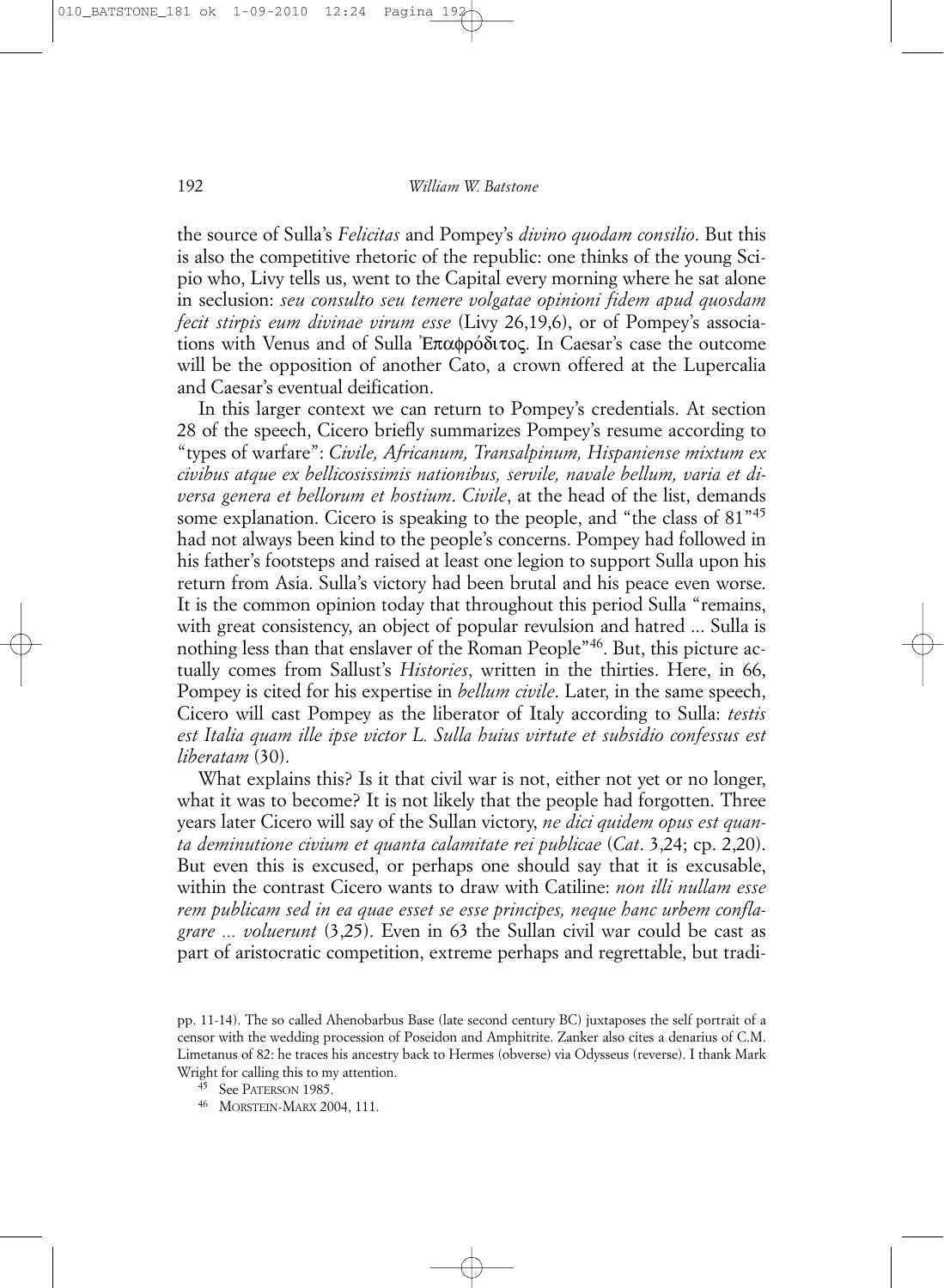the source of Sulla's *Felicitas* and Pompey's *divino quodam consilio*. But this is also the competitive rhetoric of the republic: one thinks of the young Scipio who, Livy tells us, went to the Capital every morning where he sat alone in seclusion: *seu consulto seu temere volgatae opinioni fidem apud quosdam fecit stirpis eum divinae virum esse* (Livy 26,19,6), or of Pompey's associations with Venus and of Sulla Ἐπαφρόδιτος. In Caesar's case the outcome will be the opposition of another Cato, a crown offered at the Lupercalia and Caesar's eventual deification.

In this larger context we can return to Pompey's credentials. At section 28 of the speech, Cicero briefly summarizes Pompey's resume according to "types of warfare": *Civile, Africanum, Transalpinum, Hispaniense mixtum ex civibus atque ex bellicosissimis nationibus, servile, navale bellum, varia et diversa genera et bellorum et hostium*. *Civile*, at the head of the list, demands some explanation. Cicero is speaking to the people, and "the class of 81"[45] had not always been kind to the people's concerns. Pompey had followed in his father's footsteps and raised at least one legion to support Sulla upon his return from Asia. Sulla's victory had been brutal and his peace even worse. It is the common opinion today that throughout this period Sulla "remains, with great consistency, an object of popular revulsion and hatred ... Sulla is nothing less than that enslaver of the Roman People"[46]. But, this picture actually comes from Sallust's *Histories*, written in the thirties. Here, in 66, Pompey is cited for his expertise in *bellum civile*. Later, in the same speech, Cicero will cast Pompey as the liberator of Italy according to Sulla: *testis est Italia quam ille ipse victor L. Sulla huius virtute et subsidio confessus est liberatam* (30).

What explains this? Is it that civil war is not, either not yet or no longer, what it was to become? It is not likely that the people had forgotten. Three years later Cicero will say of the Sullan victory, *ne dici quidem opus est quanta deminutione civium et quanta calamitate rei publicae* (*Cat*. 3,24; cp. 2,20). But even this is excused, or perhaps one should say that it is excusable, within the contrast Cicero wants to draw with Catiline: *non illi nullam esse rem publicam sed in ea quae esset se esse principes, neque hanc urbem conflagrare ... voluerunt* (3,25). Even in 63 the Sullan civil war could be cast as part of aristocratic competition, extreme perhaps and regrettable, but tradi-

pp. 11-14). The so called Ahenobarbus Base (late second century BC) juxtaposes the self portrait of a censor with the wedding procession of Poseidon and Amphitrite. Zanker also cites a denarius of C.M. Limetanus of 82: he traces his ancestry back to Hermes (obverse) via Odysseus (reverse). I thank Mark Wright for calling this to my attention.

[45] See PATERSON 1985.

[46] MORSTEIN-MARX 2004, 111.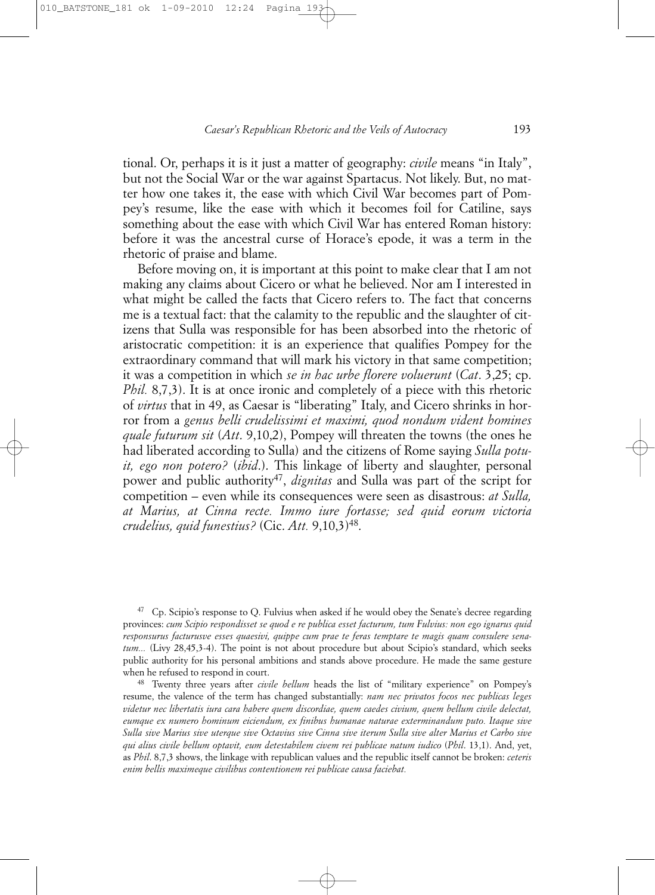tional. Or, perhaps it is it just a matter of geography: *civile* means "in Italy", but not the Social War or the war against Spartacus. Not likely. But, no matter how one takes it, the ease with which Civil War becomes part of Pompey's resume, like the ease with which it becomes foil for Catiline, says something about the ease with which Civil War has entered Roman history: before it was the ancestral curse of Horace's epode, it was a term in the rhetoric of praise and blame.

Before moving on, it is important at this point to make clear that I am not making any claims about Cicero or what he believed. Nor am I interested in what might be called the facts that Cicero refers to. The fact that concerns me is a textual fact: that the calamity to the republic and the slaughter of citizens that Sulla was responsible for has been absorbed into the rhetoric of aristocratic competition: it is an experience that qualifies Pompey for the extraordinary command that will mark his victory in that same competition; it was a competition in which *se in hac urbe florere voluerunt* (*Cat*. 3,25; cp. *Phil.* 8,7,3). It is at once ironic and completely of a piece with this rhetoric of *virtus* that in 49, as Caesar is "liberating" Italy, and Cicero shrinks in horror from a *genus belli crudelissimi et maximi, quod nondum vident homines quale futurum sit* (*Att*. 9,10,2), Pompey will threaten the towns (the ones he had liberated according to Sulla) and the citizens of Rome saying *Sulla potuit, ego non potero?* (*ibid*.). This linkage of liberty and slaughter, personal power and public authority[47], *dignitas* and Sulla was part of the script for competition – even while its consequences were seen as disastrous: *at Sulla, at Marius, at Cinna recte. Immo iure fortasse; sed quid eorum victoria crudelius, quid funestius?* (Cic. *Att.* 9,10,3)[48].

---

[47] Cp. Scipio's response to Q. Fulvius when asked if he would obey the Senate's decree regarding provinces: *cum Scipio respondisset se quod e re publica esset facturum, tum Fulvius: non ego ignarus quid responsurus facturusve esses quaesivi, quippe cum prae te feras temptare te magis quam consulere senatum...* (Livy 28,45,3-4). The point is not about procedure but about Scipio's standard, which seeks public authority for his personal ambitions and stands above procedure. He made the same gesture when he refused to respond in court.

[48] Twenty three years after *civile bellum* heads the list of "military experience" on Pompey's resume, the valence of the term has changed substantially: *nam nec privatos focos nec publicas leges videtur nec libertatis iura cara habere quem discordiae, quem caedes civium, quem bellum civile delectat, eumque ex numero hominum eiciendum, ex finibus humanae naturae exterminandum puto. Itaque sive Sulla sive Marius sive uterque sive Octavius sive Cinna sive iterum Sulla sive alter Marius et Carbo sive qui alius civile bellum optavit, eum detestabilem civem rei publicae natum iudico* (*Phil*. 13,1). And, yet, as *Phil*. 8,7,3 shows, the linkage with republican values and the republic itself cannot be broken: *ceteris enim bellis maximeque civilibus contentionem rei publicae causa faciebat.*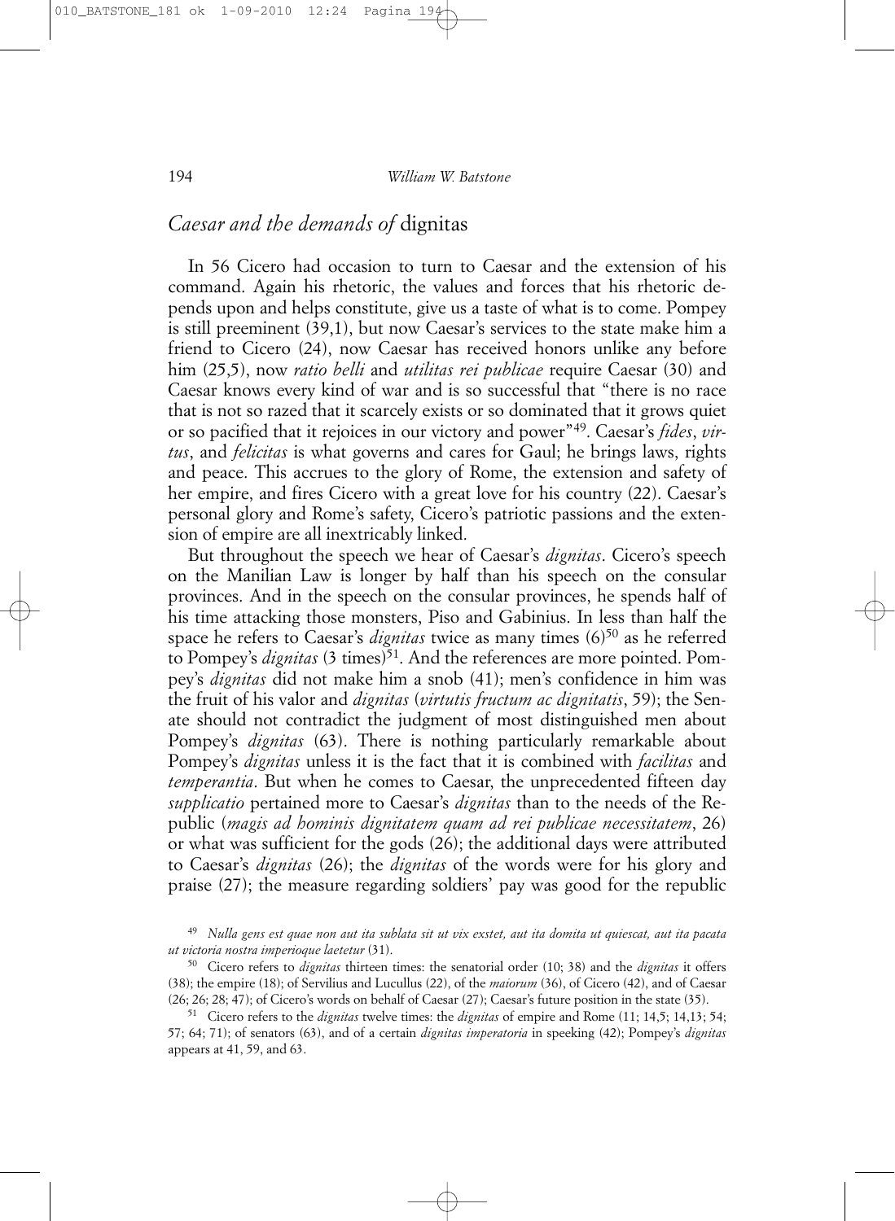## *Caesar and the demands of* dignitas

In 56 Cicero had occasion to turn to Caesar and the extension of his command. Again his rhetoric, the values and forces that his rhetoric depends upon and helps constitute, give us a taste of what is to come. Pompey is still preeminent (39,1), but now Caesar's services to the state make him a friend to Cicero (24), now Caesar has received honors unlike any before him (25,5), now *ratio belli* and *utilitas rei publicae* require Caesar (30) and Caesar knows every kind of war and is so successful that "there is no race that is not so razed that it scarcely exists or so dominated that it grows quiet or so pacified that it rejoices in our victory and power"[49]. Caesar's *fides*, *virtus*, and *felicitas* is what governs and cares for Gaul; he brings laws, rights and peace. This accrues to the glory of Rome, the extension and safety of her empire, and fires Cicero with a great love for his country (22). Caesar's personal glory and Rome's safety, Cicero's patriotic passions and the extension of empire are all inextricably linked.

But throughout the speech we hear of Caesar's *dignitas*. Cicero's speech on the Manilian Law is longer by half than his speech on the consular provinces. And in the speech on the consular provinces, he spends half of his time attacking those monsters, Piso and Gabinius. In less than half the space he refers to Caesar's *dignitas* twice as many times (6)[50] as he referred to Pompey's *dignitas* (3 times)[51]. And the references are more pointed. Pompey's *dignitas* did not make him a snob (41); men's confidence in him was the fruit of his valor and *dignitas* (*virtutis fructum ac dignitatis*, 59); the Senate should not contradict the judgment of most distinguished men about Pompey's *dignitas* (63). There is nothing particularly remarkable about Pompey's *dignitas* unless it is the fact that it is combined with *facilitas* and *temperantia*. But when he comes to Caesar, the unprecedented fifteen day *supplicatio* pertained more to Caesar's *dignitas* than to the needs of the Republic (*magis ad hominis dignitatem quam ad rei publicae necessitatem*, 26) or what was sufficient for the gods (26); the additional days were attributed to Caesar's *dignitas* (26); the *dignitas* of the words were for his glory and praise (27); the measure regarding soldiers' pay was good for the republic

[49] *Nulla gens est quae non aut ita sublata sit ut vix exstet, aut ita domita ut quiescat, aut ita pacata ut victoria nostra imperioque laetetur* (31).

[50] Cicero refers to *dignitas* thirteen times: the senatorial order (10; 38) and the *dignitas* it offers (38); the empire (18); of Servilius and Lucullus (22), of the *maiorum* (36), of Cicero (42), and of Caesar (26; 26; 28; 47); of Cicero's words on behalf of Caesar (27); Caesar's future position in the state (35).

[51] Cicero refers to the *dignitas* twelve times: the *dignitas* of empire and Rome (11; 14,5; 14,13; 54; 57; 64; 71); of senators (63), and of a certain *dignitas imperatoria* in speaking (42); Pompey's *dignitas* appears at 41, 59, and 63.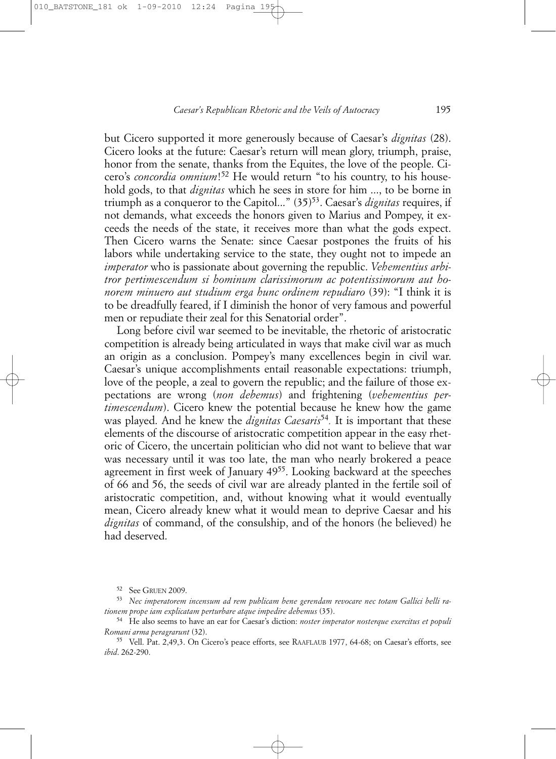but Cicero supported it more generously because of Caesar's *dignitas* (28). Cicero looks at the future: Caesar's return will mean glory, triumph, praise, honor from the senate, thanks from the Equites, the love of the people. Cicero's *concordia omnium*![52] He would return "to his country, to his household gods, to that *dignitas* which he sees in store for him ..., to be borne in triumph as a conqueror to the Capitol..." (35)[53]. Caesar's *dignitas* requires, if not demands, what exceeds the honors given to Marius and Pompey, it exceeds the needs of the state, it receives more than what the gods expect. Then Cicero warns the Senate: since Caesar postpones the fruits of his labors while undertaking service to the state, they ought not to impede an *imperator* who is passionate about governing the republic. *Vehementius arbitror pertimescendum si hominum clarissimorum ac potentissimorum aut honorem minuero aut studium erga hunc ordinem repudiaro* (39): "I think it is to be dreadfully feared, if I diminish the honor of very famous and powerful men or repudiate their zeal for this Senatorial order".

Long before civil war seemed to be inevitable, the rhetoric of aristocratic competition is already being articulated in ways that make civil war as much an origin as a conclusion. Pompey's many excellences begin in civil war. Caesar's unique accomplishments entail reasonable expectations: triumph, love of the people, a zeal to govern the republic; and the failure of those expectations are wrong (*non debemus*) and frightening (*vehementius pertimescendum*). Cicero knew the potential because he knew how the game was played. And he knew the *dignitas Caesaris*[54]. It is important that these elements of the discourse of aristocratic competition appear in the easy rhetoric of Cicero, the uncertain politician who did not want to believe that war was necessary until it was too late, the man who nearly brokered a peace agreement in first week of January 49[55]. Looking backward at the speeches of 66 and 56, the seeds of civil war are already planted in the fertile soil of aristocratic competition, and, without knowing what it would eventually mean, Cicero already knew what it would mean to deprive Caesar and his *dignitas* of command, of the consulship, and of the honors (he believed) he had deserved.

---

[52] See GRUEN 2009.

[53] *Nec imperatorem incensum ad rem publicam bene gerendam revocare nec totam Gallici belli rationem prope iam explicatam perturbare atque impedire debemus* (35).

[54] He also seems to have an ear for Caesar's diction: *noster imperator nosterque exercitus et populi Romani arma peragrarunt* (32).

[55] Vell. Pat. 2,49,3. On Cicero's peace efforts, see RAAFLAUB 1977, 64-68; on Caesar's efforts, see *ibid*. 262-290.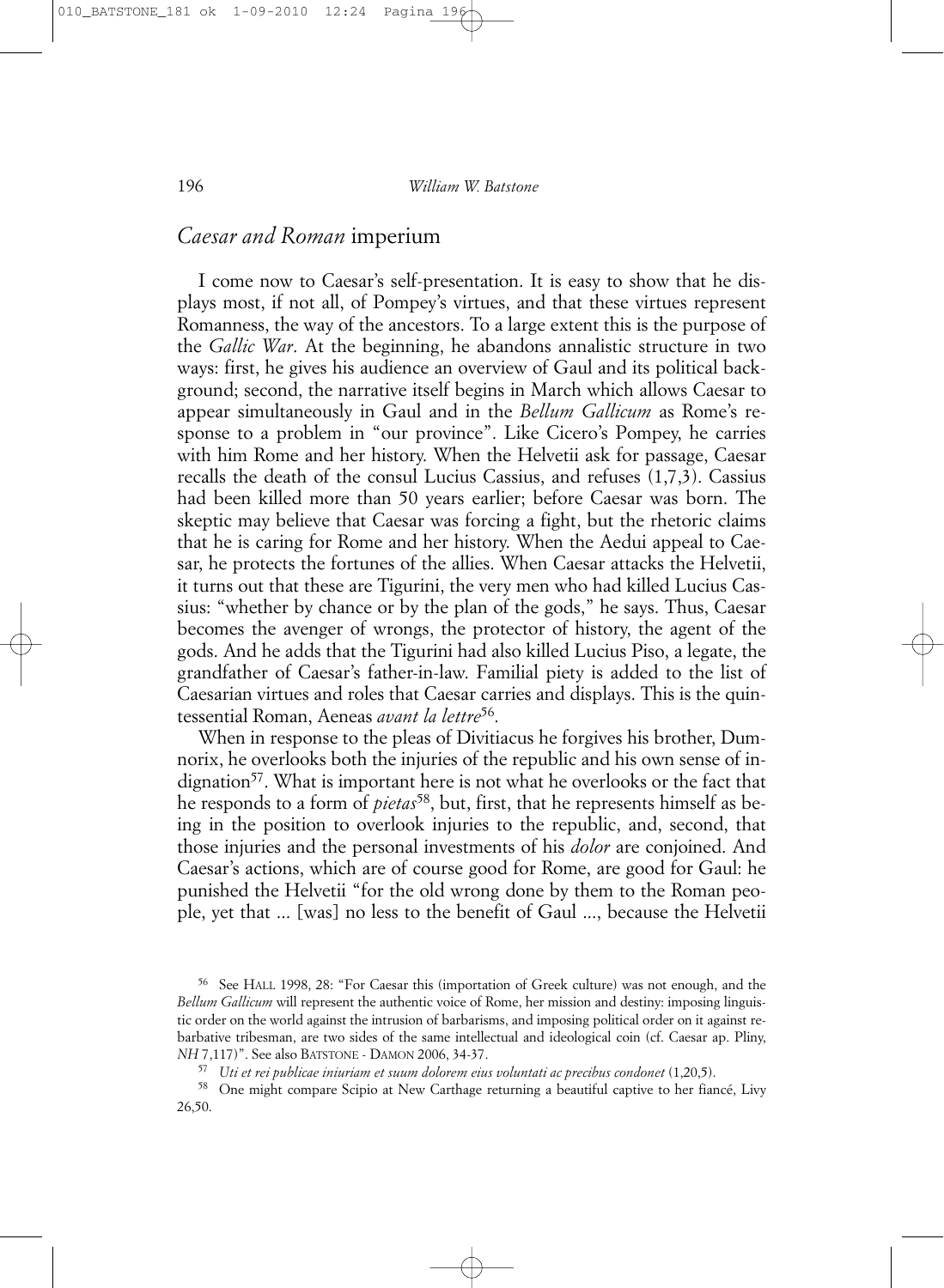## *Caesar and Roman* imperium

I come now to Caesar's self-presentation. It is easy to show that he displays most, if not all, of Pompey's virtues, and that these virtues represent Romanness, the way of the ancestors. To a large extent this is the purpose of the *Gallic War*. At the beginning, he abandons annalistic structure in two ways: first, he gives his audience an overview of Gaul and its political background; second, the narrative itself begins in March which allows Caesar to appear simultaneously in Gaul and in the *Bellum Gallicum* as Rome's response to a problem in "our province". Like Cicero's Pompey, he carries with him Rome and her history. When the Helvetii ask for passage, Caesar recalls the death of the consul Lucius Cassius, and refuses (1,7,3). Cassius had been killed more than 50 years earlier; before Caesar was born. The skeptic may believe that Caesar was forcing a fight, but the rhetoric claims that he is caring for Rome and her history. When the Aedui appeal to Caesar, he protects the fortunes of the allies. When Caesar attacks the Helvetii, it turns out that these are Tigurini, the very men who had killed Lucius Cassius: "whether by chance or by the plan of the gods," he says. Thus, Caesar becomes the avenger of wrongs, the protector of history, the agent of the gods. And he adds that the Tigurini had also killed Lucius Piso, a legate, the grandfather of Caesar's father-in-law. Familial piety is added to the list of Caesarian virtues and roles that Caesar carries and displays. This is the quintessential Roman, Aeneas *avant la lettre*[56].

When in response to the pleas of Divitiacus he forgives his brother, Dumnorix, he overlooks both the injuries of the republic and his own sense of indignation[57]. What is important here is not what he overlooks or the fact that he responds to a form of *pietas*[58], but, first, that he represents himself as being in the position to overlook injuries to the republic, and, second, that those injuries and the personal investments of his *dolor* are conjoined. And Caesar's actions, which are of course good for Rome, are good for Gaul: he punished the Helvetii "for the old wrong done by them to the Roman people, yet that ... [was] no less to the benefit of Gaul ..., because the Helvetii

[56] See HALL 1998, 28: "For Caesar this (importation of Greek culture) was not enough, and the *Bellum Gallicum* will represent the authentic voice of Rome, her mission and destiny: imposing linguistic order on the world against the intrusion of barbarisms, and imposing political order on it against rebarbative tribesman, are two sides of the same intellectual and ideological coin (cf. Caesar ap. Pliny, *NH* 7,117)". See also BATSTONE - DAMON 2006, 34-37.

[57] *Uti et rei publicae iniuriam et suum dolorem eius voluntati ac precibus condonet* (1,20,5).

[58] One might compare Scipio at New Carthage returning a beautiful captive to her fiancé, Livy 26,50.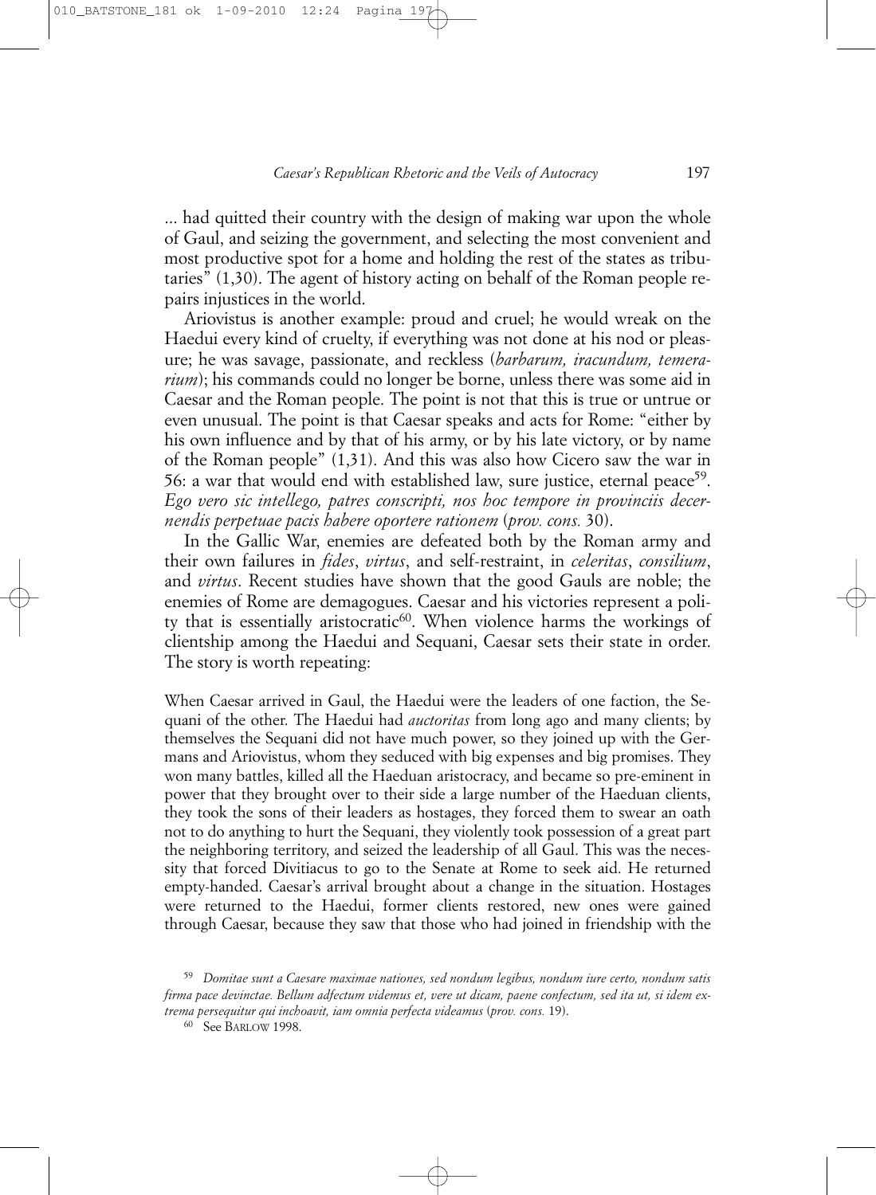... had quitted their country with the design of making war upon the whole of Gaul, and seizing the government, and selecting the most convenient and most productive spot for a home and holding the rest of the states as tributaries" (1,30). The agent of history acting on behalf of the Roman people repairs injustices in the world.

Ariovistus is another example: proud and cruel; he would wreak on the Haedui every kind of cruelty, if everything was not done at his nod or pleasure; he was savage, passionate, and reckless (*barbarum, iracundum, temerarium*); his commands could no longer be borne, unless there was some aid in Caesar and the Roman people. The point is not that this is true or untrue or even unusual. The point is that Caesar speaks and acts for Rome: "either by his own influence and by that of his army, or by his late victory, or by name of the Roman people" (1,31). And this was also how Cicero saw the war in 56: a war that would end with established law, sure justice, eternal peace[59]. *Ego vero sic intellego, patres conscripti, nos hoc tempore in provinciis decernendis perpetuae pacis habere oportere rationem* (*prov. cons.* 30).

In the Gallic War, enemies are defeated both by the Roman army and their own failures in *fides*, *virtus*, and self-restraint, in *celeritas*, *consilium*, and *virtus*. Recent studies have shown that the good Gauls are noble; the enemies of Rome are demagogues. Caesar and his victories represent a polity that is essentially aristocratic[60]. When violence harms the workings of clientship among the Haedui and Sequani, Caesar sets their state in order. The story is worth repeating:

When Caesar arrived in Gaul, the Haedui were the leaders of one faction, the Sequani of the other. The Haedui had *auctoritas* from long ago and many clients; by themselves the Sequani did not have much power, so they joined up with the Germans and Ariovistus, whom they seduced with big expenses and big promises. They won many battles, killed all the Haeduan aristocracy, and became so pre-eminent in power that they brought over to their side a large number of the Haeduan clients, they took the sons of their leaders as hostages, they forced them to swear an oath not to do anything to hurt the Sequani, they violently took possession of a great part the neighboring territory, and seized the leadership of all Gaul. This was the necessity that forced Divitiacus to go to the Senate at Rome to seek aid. He returned empty-handed. Caesar's arrival brought about a change in the situation. Hostages were returned to the Haedui, former clients restored, new ones were gained through Caesar, because they saw that those who had joined in friendship with the

[59] *Domitae sunt a Caesare maximae nationes, sed nondum legibus, nondum iure certo, nondum satis firma pace devinctae. Bellum adfectum videmus et, vere ut dicam, paene confectum, sed ita ut, si idem extrema persequitur qui inchoavit, iam omnia perfecta videamus* (*prov. cons.* 19).

[60] See Barlow 1998.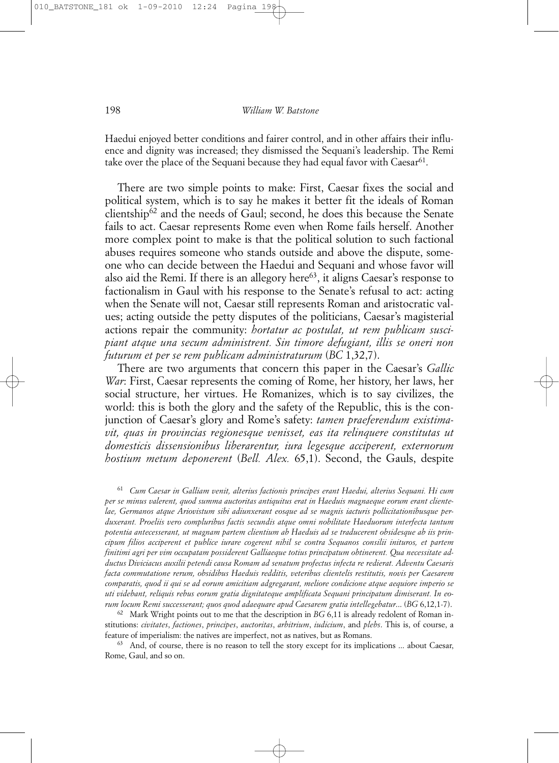Haedui enjoyed better conditions and fairer control, and in other affairs their influence and dignity was increased; they dismissed the Sequani's leadership. The Remi take over the place of the Sequani because they had equal favor with Caesar[61].

There are two simple points to make: First, Caesar fixes the social and political system, which is to say he makes it better fit the ideals of Roman clientship[62] and the needs of Gaul; second, he does this because the Senate fails to act. Caesar represents Rome even when Rome fails herself. Another more complex point to make is that the political solution to such factional abuses requires someone who stands outside and above the dispute, someone who can decide between the Haedui and Sequani and whose favor will also aid the Remi. If there is an allegory here[63], it aligns Caesar's response to factionalism in Gaul with his response to the Senate's refusal to act: acting when the Senate will not, Caesar still represents Roman and aristocratic values; acting outside the petty disputes of the politicians, Caesar's magisterial actions repair the community: *hortatur ac postulat, ut rem publicam suscipiant atque una secum administrent. Sin timore defugiant, illis se oneri non futurum et per se rem publicam administraturum* (*BC* 1,32,7).

There are two arguments that concern this paper in the Caesar's *Gallic War*: First, Caesar represents the coming of Rome, her history, her laws, her social structure, her virtues. He Romanizes, which is to say civilizes, the world: this is both the glory and the safety of the Republic, this is the conjunction of Caesar's glory and Rome's safety: *tamen praeferendum existimavit, quas in provincias regionesque venisset, eas ita relinquere constitutas ut domesticis dissensionibus liberarentur, iura legesque acciperent, externorum hostium metum deponerent* (*Bell. Alex.* 65,1). Second, the Gauls, despite

---

[61] *Cum Caesar in Galliam venit, alterius factionis principes erant Haedui, alterius Sequani. Hi cum per se minus valerent, quod summa auctoritas antiquitus erat in Haeduis magnaeque eorum erant clientelae, Germanos atque Ariovistum sibi adiunxerant eosque ad se magnis iacturis pollicitationibusque perduxerant. Proeliis vero compluribus factis secundis atque omni nobilitate Haeduorum interfecta tantum potentia antecesserant, ut magnam partem clientium ab Haeduis ad se traducerent obsidesque ab iis principum filios acciperent et publice iurare cogerent nihil se contra Sequanos consilii inituros, et partem finitimi agri per vim occupatam possiderent Galliaeque totius principatum obtinerent. Qua necessitate adductus Diviciacus auxilii petendi causa Romam ad senatum profectus infecta re redierat. Adventu Caesaris facta commutatione rerum, obsidibus Haeduis redditis, veteribus clientelis restitutis, novis per Caesarem comparatis, quod ii qui se ad eorum amicitiam adgregarant, meliore condicione atque aequiore imperio se uti videbant, reliquis rebus eorum gratia dignitateque amplificata Sequani principatum dimiserant. In eorum locum Remi successerant; quos quod adaequare apud Caesarem gratia intellegebatur...* (*BG* 6,12,1-7).

[62] Mark Wright points out to me that the description in *BG* 6,11 is already redolent of Roman institutions: *civitates*, *factiones*, *principes*, *auctoritas*, *arbitrium*, *iudicium*, and *plebs*. This is, of course, a feature of imperialism: the natives are imperfect, not as natives, but as Romans.

[63] And, of course, there is no reason to tell the story except for its implications ... about Caesar, Rome, Gaul, and so on.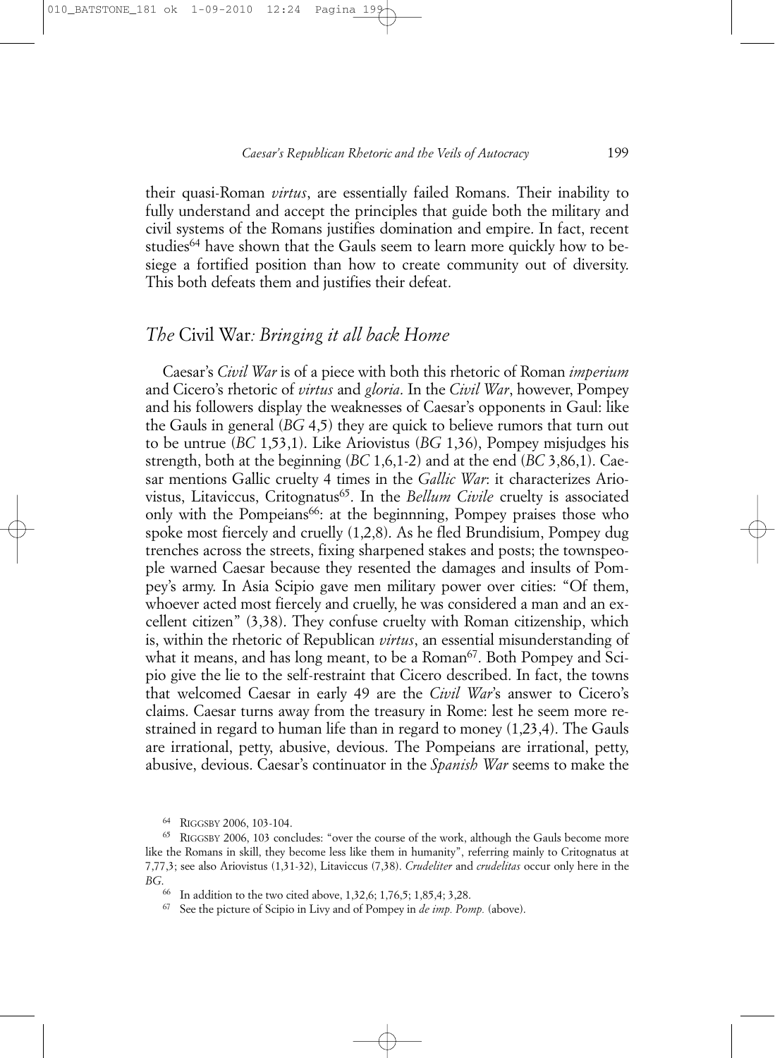their quasi-Roman *virtus*, are essentially failed Romans. Their inability to fully understand and accept the principles that guide both the military and civil systems of the Romans justifies domination and empire. In fact, recent studies[64] have shown that the Gauls seem to learn more quickly how to besiege a fortified position than how to create community out of diversity. This both defeats them and justifies their defeat.

## *The* Civil War*: Bringing it all back Home*

Caesar's *Civil War* is of a piece with both this rhetoric of Roman *imperium* and Cicero's rhetoric of *virtus* and *gloria*. In the *Civil War*, however, Pompey and his followers display the weaknesses of Caesar's opponents in Gaul: like the Gauls in general (*BG* 4,5) they are quick to believe rumors that turn out to be untrue (*BC* 1,53,1). Like Ariovistus (*BG* 1,36), Pompey misjudges his strength, both at the beginning (*BC* 1,6,1-2) and at the end (*BC* 3,86,1). Caesar mentions Gallic cruelty 4 times in the *Gallic War*: it characterizes Ariovistus, Litaviccus, Critognatus[65]. In the *Bellum Civile* cruelty is associated only with the Pompeians[66]: at the beginnning, Pompey praises those who spoke most fiercely and cruelly (1,2,8). As he fled Brundisium, Pompey dug trenches across the streets, fixing sharpened stakes and posts; the townspeople warned Caesar because they resented the damages and insults of Pompey's army. In Asia Scipio gave men military power over cities: "Of them, whoever acted most fiercely and cruelly, he was considered a man and an excellent citizen" (3,38). They confuse cruelty with Roman citizenship, which is, within the rhetoric of Republican *virtus*, an essential misunderstanding of what it means, and has long meant, to be a Roman[67]. Both Pompey and Scipio give the lie to the self-restraint that Cicero described. In fact, the towns that welcomed Caesar in early 49 are the *Civil War*'s answer to Cicero's claims. Caesar turns away from the treasury in Rome: lest he seem more restrained in regard to human life than in regard to money (1,23,4). The Gauls are irrational, petty, abusive, devious. The Pompeians are irrational, petty, abusive, devious. Caesar's continuator in the *Spanish War* seems to make the

---

[64] RIGGSBY 2006, 103-104.

[65] RIGGSBY 2006, 103 concludes: "over the course of the work, although the Gauls become more like the Romans in skill, they become less like them in humanity", referring mainly to Critognatus at 7,77,3; see also Ariovistus (1,31-32), Litaviccus (7,38). *Crudeliter* and *crudelitas* occur only here in the *BG*.

[66] In addition to the two cited above, 1,32,6; 1,76,5; 1,85,4; 3,28.

[67] See the picture of Scipio in Livy and of Pompey in *de imp. Pomp.* (above).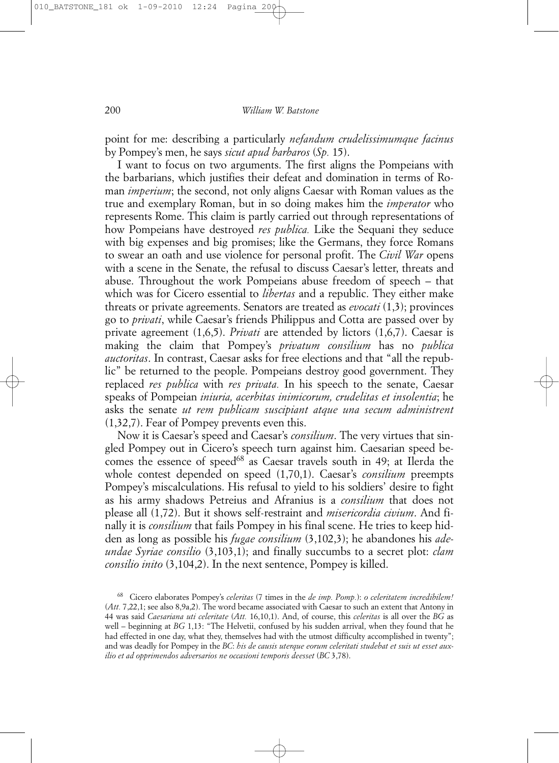point for me: describing a particularly *nefandum crudelissimumque facinus* by Pompey's men, he says *sicut apud barbaros* (*Sp.* 15).

I want to focus on two arguments. The first aligns the Pompeians with the barbarians, which justifies their defeat and domination in terms of Roman *imperium*; the second, not only aligns Caesar with Roman values as the true and exemplary Roman, but in so doing makes him the *imperator* who represents Rome. This claim is partly carried out through representations of how Pompeians have destroyed *res publica.* Like the Sequani they seduce with big expenses and big promises; like the Germans, they force Romans to swear an oath and use violence for personal profit. The *Civil War* opens with a scene in the Senate, the refusal to discuss Caesar's letter, threats and abuse. Throughout the work Pompeians abuse freedom of speech – that which was for Cicero essential to *libertas* and a republic. They either make threats or private agreements. Senators are treated as *evocati* (1,3); provinces go to *privati*, while Caesar's friends Philippus and Cotta are passed over by private agreement (1,6,5). *Privati* are attended by lictors (1,6,7). Caesar is making the claim that Pompey's *privatum consilium* has no *publica auctoritas*. In contrast, Caesar asks for free elections and that "all the republic" be returned to the people. Pompeians destroy good government. They replaced *res publica* with *res privata.* In his speech to the senate, Caesar speaks of Pompeian *iniuria, acerbitas inimicorum, crudelitas et insolentia*; he asks the senate *ut rem publicam suscipiant atque una secum administrent* (1,32,7). Fear of Pompey prevents even this.

Now it is Caesar's speed and Caesar's *consilium*. The very virtues that singled Pompey out in Cicero's speech turn against him. Caesarian speed becomes the essence of speed[68] as Caesar travels south in 49; at Ilerda the whole contest depended on speed (1,70,1). Caesar's *consilium* preempts Pompey's miscalculations. His refusal to yield to his soldiers' desire to fight as his army shadows Petreius and Afranius is a *consilium* that does not please all (1,72). But it shows self-restraint and *misericordia civium*. And finally it is *consilium* that fails Pompey in his final scene. He tries to keep hidden as long as possible his *fugae consilium* (3,102,3); he abandones his *adeundae Syriae consilio* (3,103,1); and finally succumbs to a secret plot: *clam consilio inito* (3,104,2). In the next sentence, Pompey is killed.

[68] Cicero elaborates Pompey's *celeritas* (7 times in the *de imp. Pomp.*): *o celeritatem incredibilem!* (*Att.* 7,22,1; see also 8,9a,2). The word became associated with Caesar to such an extent that Antony in 44 was said *Caesariana uti celeritate* (*Att.* 16,10,1). And, of course, this *celeritas* is all over the *BG* as well – beginning at *BG* 1,13: "The Helvetii, confused by his sudden arrival, when they found that he had effected in one day, what they, themselves had with the utmost difficulty accomplished in twenty"; and was deadly for Pompey in the *BC*: *his de causis uterque eorum celeritati studebat et suis ut esset auxilio et ad opprimendos adversarios ne occasioni temporis deesset* (*BC* 3,78).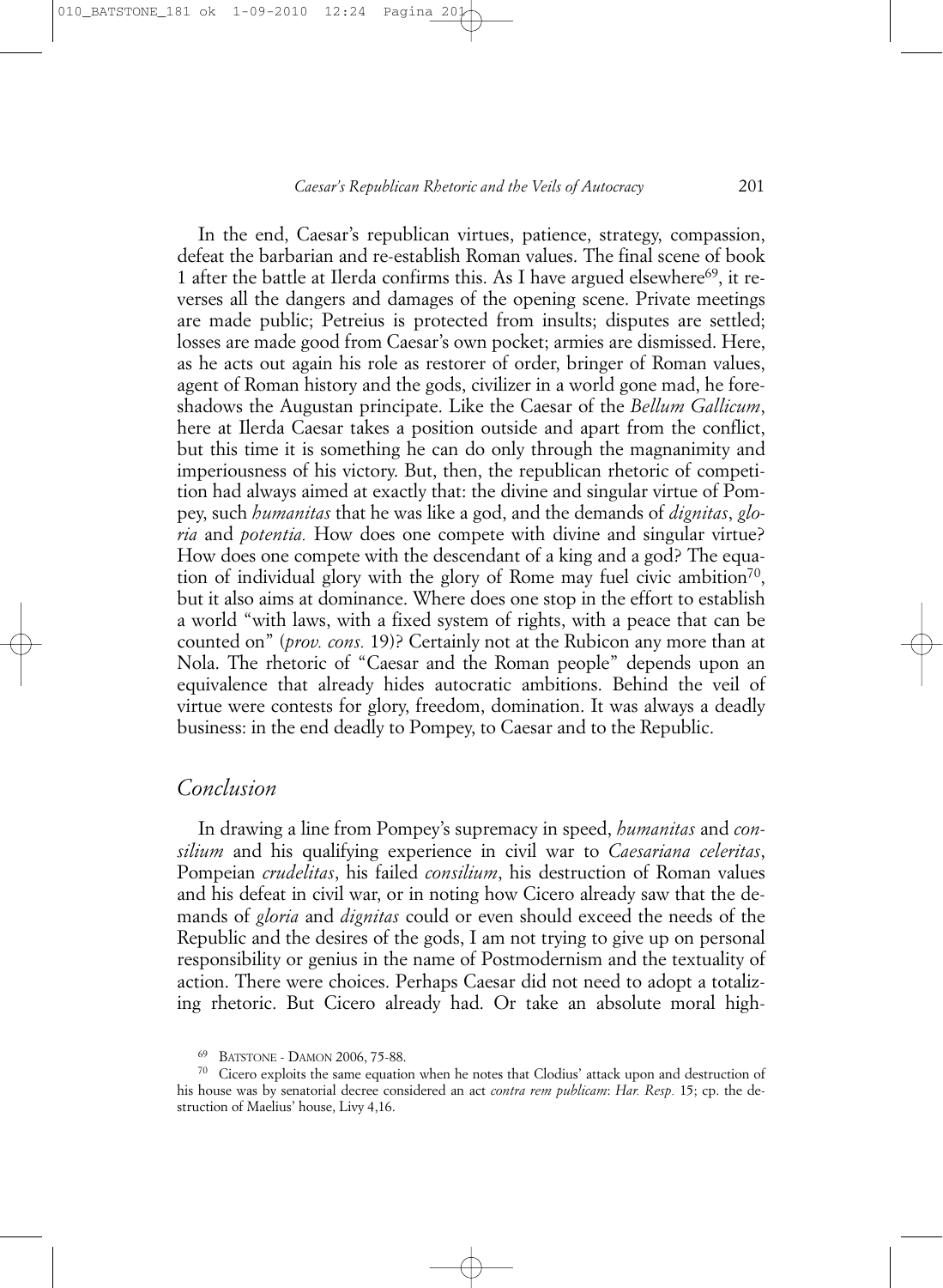In the end, Caesar's republican virtues, patience, strategy, compassion, defeat the barbarian and re-establish Roman values. The final scene of book 1 after the battle at Ilerda confirms this. As I have argued elsewhere[69], it reverses all the dangers and damages of the opening scene. Private meetings are made public; Petreius is protected from insults; disputes are settled; losses are made good from Caesar's own pocket; armies are dismissed. Here, as he acts out again his role as restorer of order, bringer of Roman values, agent of Roman history and the gods, civilizer in a world gone mad, he foreshadows the Augustan principate. Like the Caesar of the *Bellum Gallicum*, here at Ilerda Caesar takes a position outside and apart from the conflict, but this time it is something he can do only through the magnanimity and imperiousness of his victory. But, then, the republican rhetoric of competition had always aimed at exactly that: the divine and singular virtue of Pompey, such *humanitas* that he was like a god, and the demands of *dignitas*, *gloria* and *potentia.* How does one compete with divine and singular virtue? How does one compete with the descendant of a king and a god? The equation of individual glory with the glory of Rome may fuel civic ambition[70], but it also aims at dominance. Where does one stop in the effort to establish a world "with laws, with a fixed system of rights, with a peace that can be counted on" (*prov. cons.* 19)? Certainly not at the Rubicon any more than at Nola. The rhetoric of "Caesar and the Roman people" depends upon an equivalence that already hides autocratic ambitions. Behind the veil of virtue were contests for glory, freedom, domination. It was always a deadly business: in the end deadly to Pompey, to Caesar and to the Republic.

## *Conclusion*

In drawing a line from Pompey's supremacy in speed, *humanitas* and *consilium* and his qualifying experience in civil war to *Caesariana celeritas*, Pompeian *crudelitas*, his failed *consilium*, his destruction of Roman values and his defeat in civil war, or in noting how Cicero already saw that the demands of *gloria* and *dignitas* could or even should exceed the needs of the Republic and the desires of the gods, I am not trying to give up on personal responsibility or genius in the name of Postmodernism and the textuality of action. There were choices. Perhaps Caesar did not need to adopt a totalizing rhetoric. But Cicero already had. Or take an absolute moral high-

[69] BATSTONE - DAMON 2006, 75-88.

[70] Cicero exploits the same equation when he notes that Clodius' attack upon and destruction of his house was by senatorial decree considered an act *contra rem publicam*: *Har. Resp.* 15; cp. the destruction of Maelius' house, Livy 4,16.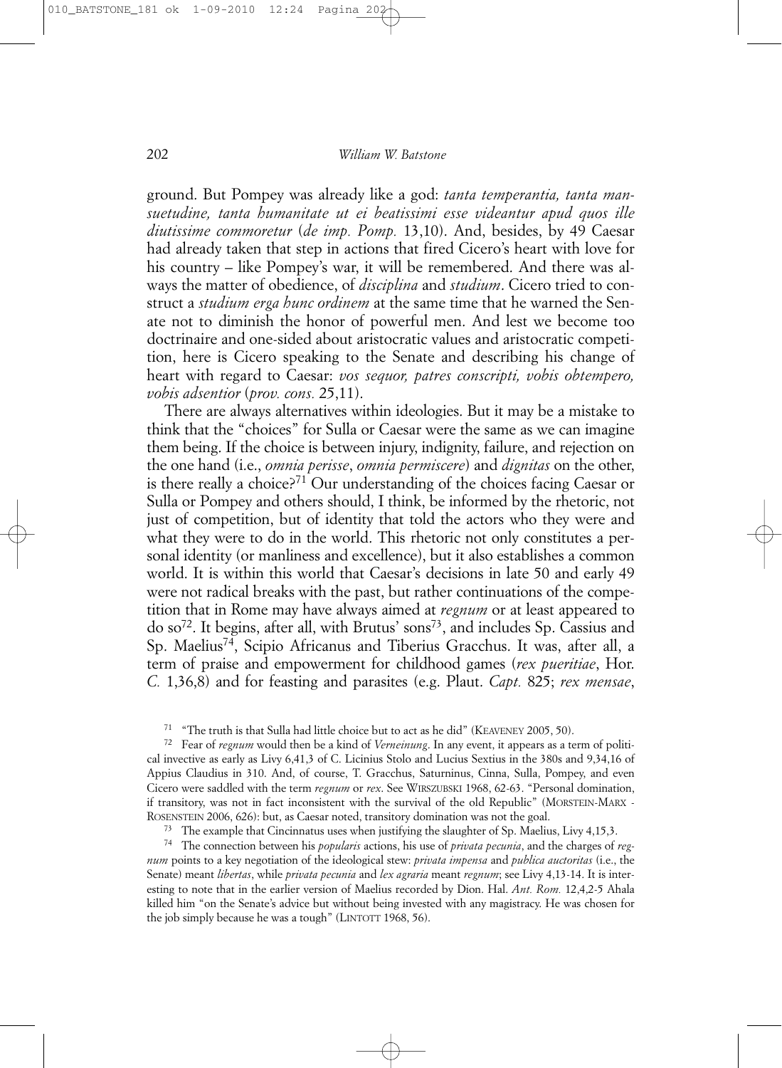ground. But Pompey was already like a god: *tanta temperantia, tanta mansuetudine, tanta humanitate ut ei beatissimi esse videantur apud quos ille diutissime commoretur* (*de imp. Pomp.* 13,10). And, besides, by 49 Caesar had already taken that step in actions that fired Cicero's heart with love for his country – like Pompey's war, it will be remembered. And there was always the matter of obedience, of *disciplina* and *studium*. Cicero tried to construct a *studium erga hunc ordinem* at the same time that he warned the Senate not to diminish the honor of powerful men. And lest we become too doctrinaire and one-sided about aristocratic values and aristocratic competition, here is Cicero speaking to the Senate and describing his change of heart with regard to Caesar: *vos sequor, patres conscripti, vobis obtempero, vobis adsentior* (*prov. cons.* 25,11).

There are always alternatives within ideologies. But it may be a mistake to think that the "choices" for Sulla or Caesar were the same as we can imagine them being. If the choice is between injury, indignity, failure, and rejection on the one hand (i.e., *omnia perisse*, *omnia permiscere*) and *dignitas* on the other, is there really a choice?[71] Our understanding of the choices facing Caesar or Sulla or Pompey and others should, I think, be informed by the rhetoric, not just of competition, but of identity that told the actors who they were and what they were to do in the world. This rhetoric not only constitutes a personal identity (or manliness and excellence), but it also establishes a common world. It is within this world that Caesar's decisions in late 50 and early 49 were not radical breaks with the past, but rather continuations of the competition that in Rome may have always aimed at *regnum* or at least appeared to do so[72]. It begins, after all, with Brutus' sons[73], and includes Sp. Cassius and Sp. Maelius[74], Scipio Africanus and Tiberius Gracchus. It was, after all, a term of praise and empowerment for childhood games (*rex pueritiae*, Hor. *C.* 1,36,8) and for feasting and parasites (e.g. Plaut. *Capt.* 825; *rex mensae*,

[71] "The truth is that Sulla had little choice but to act as he did" (KEAVENEY 2005, 50).

[72] Fear of *regnum* would then be a kind of *Verneinung*. In any event, it appears as a term of political invective as early as Livy 6,41,3 of C. Licinius Stolo and Lucius Sextius in the 380s and 9,34,16 of Appius Claudius in 310. And, of course, T. Gracchus, Saturninus, Cinna, Sulla, Pompey, and even Cicero were saddled with the term *regnum* or *rex*. See WIRSZUBSKI 1968, 62-63. "Personal domination, if transitory, was not in fact inconsistent with the survival of the old Republic" (MORSTEIN-MARX - ROSENSTEIN 2006, 626): but, as Caesar noted, transitory domination was not the goal.

[73] The example that Cincinnatus uses when justifying the slaughter of Sp. Maelius, Livy 4,15,3.

[74] The connection between his *popularis* actions, his use of *privata pecunia*, and the charges of *regnum* points to a key negotiation of the ideological stew: *privata impensa* and *publica auctoritas* (i.e., the Senate) meant *libertas*, while *privata pecunia* and *lex agraria* meant *regnum*; see Livy 4,13-14. It is interesting to note that in the earlier version of Maelius recorded by Dion. Hal. *Ant. Rom.* 12,4,2-5 Ahala killed him "on the Senate's advice but without being invested with any magistracy. He was chosen for the job simply because he was a tough" (LINTOTT 1968, 56).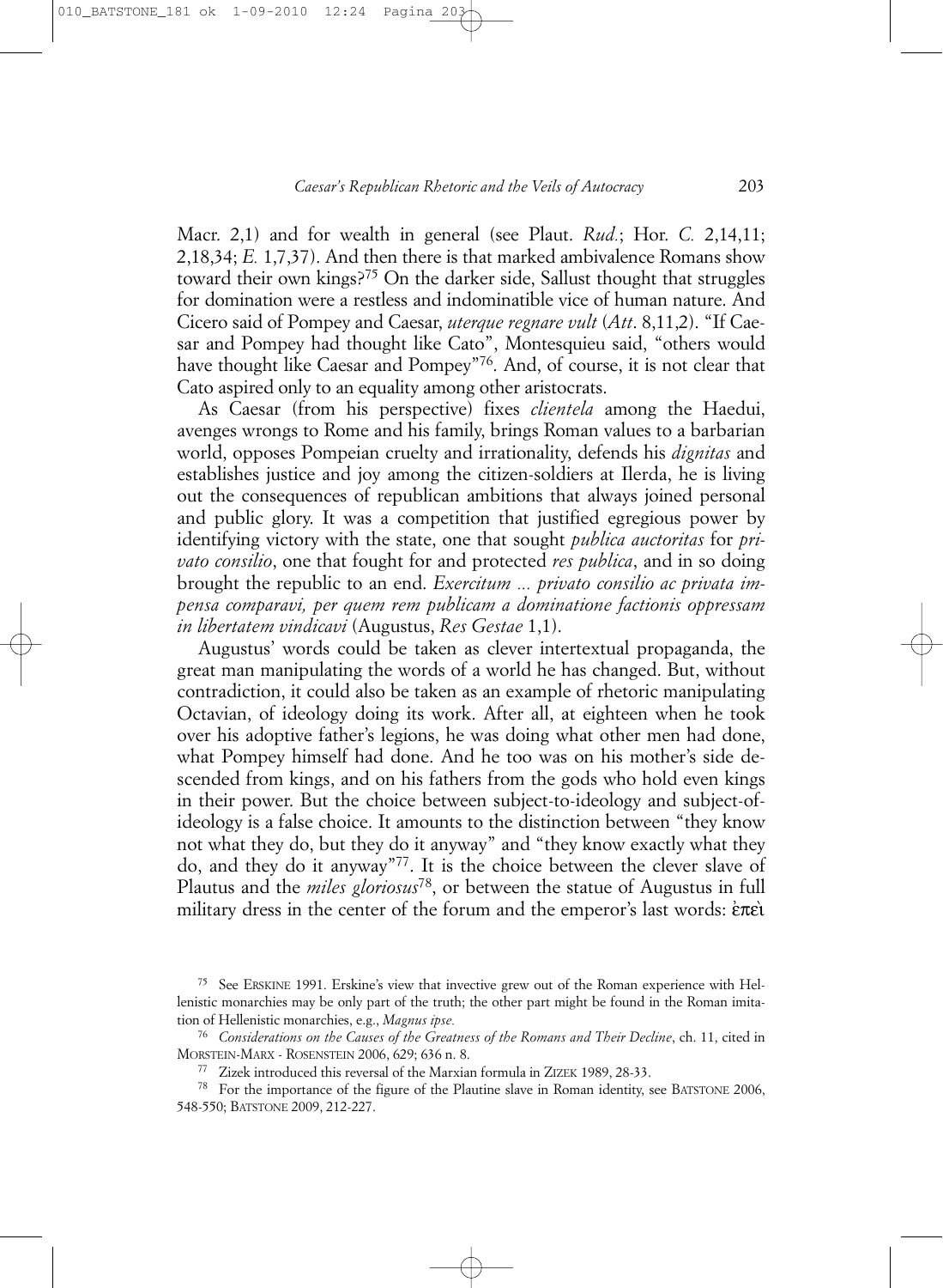Macr. 2,1) and for wealth in general (see Plaut. *Rud.*; Hor. *C.* 2,14,11; 2,18,34; *E.* 1,7,37). And then there is that marked ambivalence Romans show toward their own kings?[75] On the darker side, Sallust thought that struggles for domination were a restless and indominatible vice of human nature. And Cicero said of Pompey and Caesar, *uterque regnare vult* (*Att*. 8,11,2). "If Caesar and Pompey had thought like Cato", Montesquieu said, "others would have thought like Caesar and Pompey"[76]. And, of course, it is not clear that Cato aspired only to an equality among other aristocrats.

As Caesar (from his perspective) fixes *clientela* among the Haedui, avenges wrongs to Rome and his family, brings Roman values to a barbarian world, opposes Pompeian cruelty and irrationality, defends his *dignitas* and establishes justice and joy among the citizen-soldiers at Ilerda, he is living out the consequences of republican ambitions that always joined personal and public glory. It was a competition that justified egregious power by identifying victory with the state, one that sought *publica auctoritas* for *privato consilio*, one that fought for and protected *res publica*, and in so doing brought the republic to an end. *Exercitum ... privato consilio ac privata impensa comparavi, per quem rem publicam a dominatione factionis oppressam in libertatem vindicavi* (Augustus, *Res Gestae* 1,1).

Augustus' words could be taken as clever intertextual propaganda, the great man manipulating the words of a world he has changed. But, without contradiction, it could also be taken as an example of rhetoric manipulating Octavian, of ideology doing its work. After all, at eighteen when he took over his adoptive father's legions, he was doing what other men had done, what Pompey himself had done. And he too was on his mother's side descended from kings, and on his fathers from the gods who hold even kings in their power. But the choice between subject-to-ideology and subject-of-ideology is a false choice. It amounts to the distinction between "they know not what they do, but they do it anyway" and "they know exactly what they do, and they do it anyway"[77]. It is the choice between the clever slave of Plautus and the *miles gloriosus*[78], or between the statue of Augustus in full military dress in the center of the forum and the emperor's last words: ἐπεὶ

---

[75] See ERSKINE 1991. Erskine's view that invective grew out of the Roman experience with Hellenistic monarchies may be only part of the truth; the other part might be found in the Roman imitation of Hellenistic monarchies, e.g., *Magnus ipse.*

[76] *Considerations on the Causes of the Greatness of the Romans and Their Decline*, ch. 11, cited in MORSTEIN-MARX - ROSENSTEIN 2006, 629; 636 n. 8.

[77] Zizek introduced this reversal of the Marxian formula in ZIZEK 1989, 28-33.

[78] For the importance of the figure of the Plautine slave in Roman identity, see BATSTONE 2006, 548-550; BATSTONE 2009, 212-227.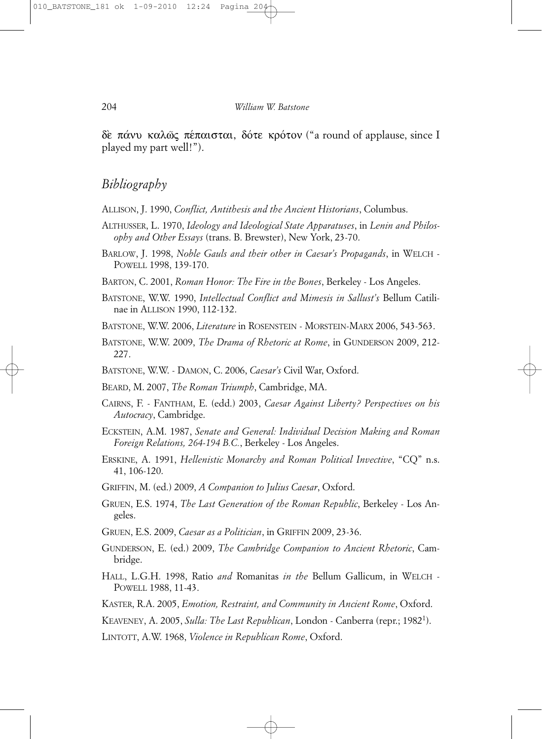δὲ πάνυ καλῶς πέπαισται, δότε κρότον ("a round of applause, since I played my part well!").

## *Bibliography*

ALLISON, J. 1990, *Conflict, Antithesis and the Ancient Historians*, Columbus.

ALTHUSSER, L. 1970, *Ideology and Ideological State Apparatuses*, in *Lenin and Philosophy and Other Essays* (trans. B. Brewster), New York, 23-70.

BARLOW, J. 1998, *Noble Gauls and their other in Caesar's Propaganda*, in WELCH - POWELL 1998, 139-170.

BARTON, C. 2001, *Roman Honor: The Fire in the Bones*, Berkeley - Los Angeles.

BATSTONE, W.W. 1990, *Intellectual Conflict and Mimesis in Sallust's* Bellum Catilinae in ALLISON 1990, 112-132.

BATSTONE, W.W. 2006, *Literature* in ROSENSTEIN - MORSTEIN-MARX 2006, 543-563.

BATSTONE, W.W. 2009, *The Drama of Rhetoric at Rome*, in GUNDERSON 2009, 212-227.

BATSTONE, W.W. - DAMON, C. 2006, *Caesar's* Civil War, Oxford.

BEARD, M. 2007, *The Roman Triumph*, Cambridge, MA.

CAIRNS, F. - FANTHAM, E. (edd.) 2003, *Caesar Against Liberty? Perspectives on his Autocracy*, Cambridge.

ECKSTEIN, A.M. 1987, *Senate and General: Individual Decision Making and Roman Foreign Relations, 264-194 B.C.*, Berkeley - Los Angeles.

ERSKINE, A. 1991, *Hellenistic Monarchy and Roman Political Invective*, "CQ" n.s. 41, 106-120.

GRIFFIN, M. (ed.) 2009, *A Companion to Julius Caesar*, Oxford.

GRUEN, E.S. 1974, *The Last Generation of the Roman Republic*, Berkeley - Los Angeles.

GRUEN, E.S. 2009, *Caesar as a Politician*, in GRIFFIN 2009, 23-36.

GUNDERSON, E. (ed.) 2009, *The Cambridge Companion to Ancient Rhetoric*, Cambridge.

HALL, L.G.H. 1998, Ratio *and* Romanitas *in the* Bellum Gallicum, in WELCH - POWELL 1988, 11-43.

KASTER, R.A. 2005, *Emotion, Restraint, and Community in Ancient Rome*, Oxford.

KEAVENEY, A. 2005, *Sulla: The Last Republican*, London - Canberra (repr.; 1982[1]).

LINTOTT, A.W. 1968, *Violence in Republican Rome*, Oxford.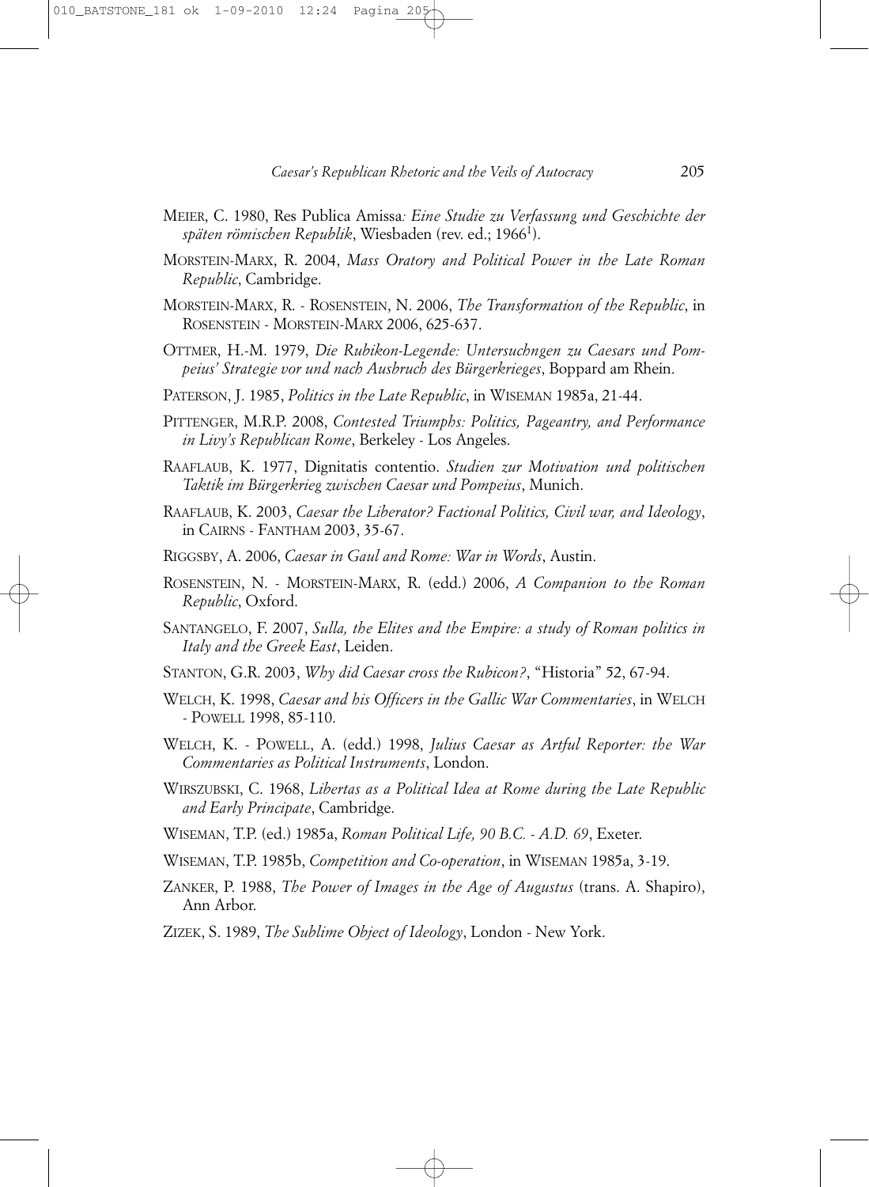MEIER, C. 1980, Res Publica Amissa*: Eine Studie zu Verfassung und Geschichte der späten römischen Republik*, Wiesbaden (rev. ed.; 1966[1]).

MORSTEIN-MARX, R. 2004, *Mass Oratory and Political Power in the Late Roman Republic*, Cambridge.

MORSTEIN-MARX, R. - ROSENSTEIN, N. 2006, *The Transformation of the Republic*, in ROSENSTEIN - MORSTEIN-MARX 2006, 625-637.

OTTMER, H.-M. 1979, *Die Rubikon-Legende: Untersuchngen zu Caesars und Pompeius' Strategie vor und nach Ausbruch des Bürgerkrieges*, Boppard am Rhein.

PATERSON, J. 1985, *Politics in the Late Republic*, in WISEMAN 1985a, 21-44.

PITTENGER, M.R.P. 2008, *Contested Triumphs: Politics, Pageantry, and Performance in Livy's Republican Rome*, Berkeley - Los Angeles.

RAAFLAUB, K. 1977, Dignitatis contentio*. Studien zur Motivation und politischen Taktik im Bürgerkrieg zwischen Caesar und Pompeius*, Munich.

RAAFLAUB, K. 2003, *Caesar the Liberator? Factional Politics, Civil war, and Ideology*, in CAIRNS - FANTHAM 2003, 35-67.

RIGGSBY, A. 2006, *Caesar in Gaul and Rome: War in Words*, Austin.

ROSENSTEIN, N. - MORSTEIN-MARX, R. (edd.) 2006, *A Companion to the Roman Republic*, Oxford.

SANTANGELO, F. 2007, *Sulla, the Elites and the Empire: a study of Roman politics in Italy and the Greek East*, Leiden.

STANTON, G.R. 2003, *Why did Caesar cross the Rubicon?*, "Historia" 52, 67-94.

WELCH, K. 1998, *Caesar and his Officers in the Gallic War Commentaries*, in WELCH - POWELL 1998, 85-110.

WELCH, K. - POWELL, A. (edd.) 1998, *Julius Caesar as Artful Reporter: the War Commentaries as Political Instruments*, London.

WIRSZUBSKI, C. 1968, *Libertas as a Political Idea at Rome during the Late Republic and Early Principate*, Cambridge.

WISEMAN, T.P. (ed.) 1985a, *Roman Political Life, 90 B.C. - A.D. 69*, Exeter.

WISEMAN, T.P. 1985b, *Competition and Co-operation*, in WISEMAN 1985a, 3-19.

ZANKER, P. 1988, *The Power of Images in the Age of Augustus* (trans. A. Shapiro), Ann Arbor.

ZIZEK, S. 1989, *The Sublime Object of Ideology*, London - New York.